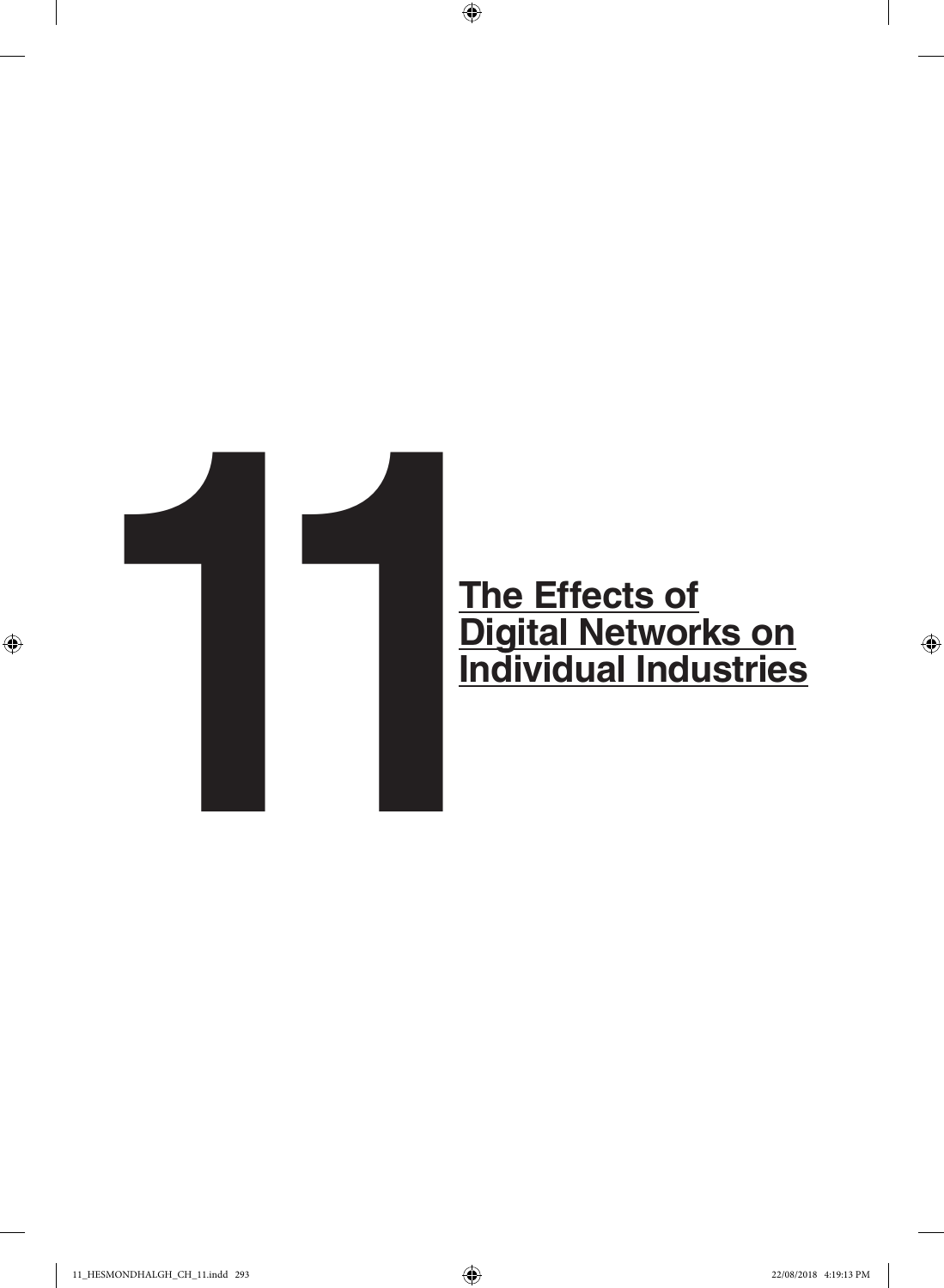# 11 The Effects of Digital Networks on Individual Industries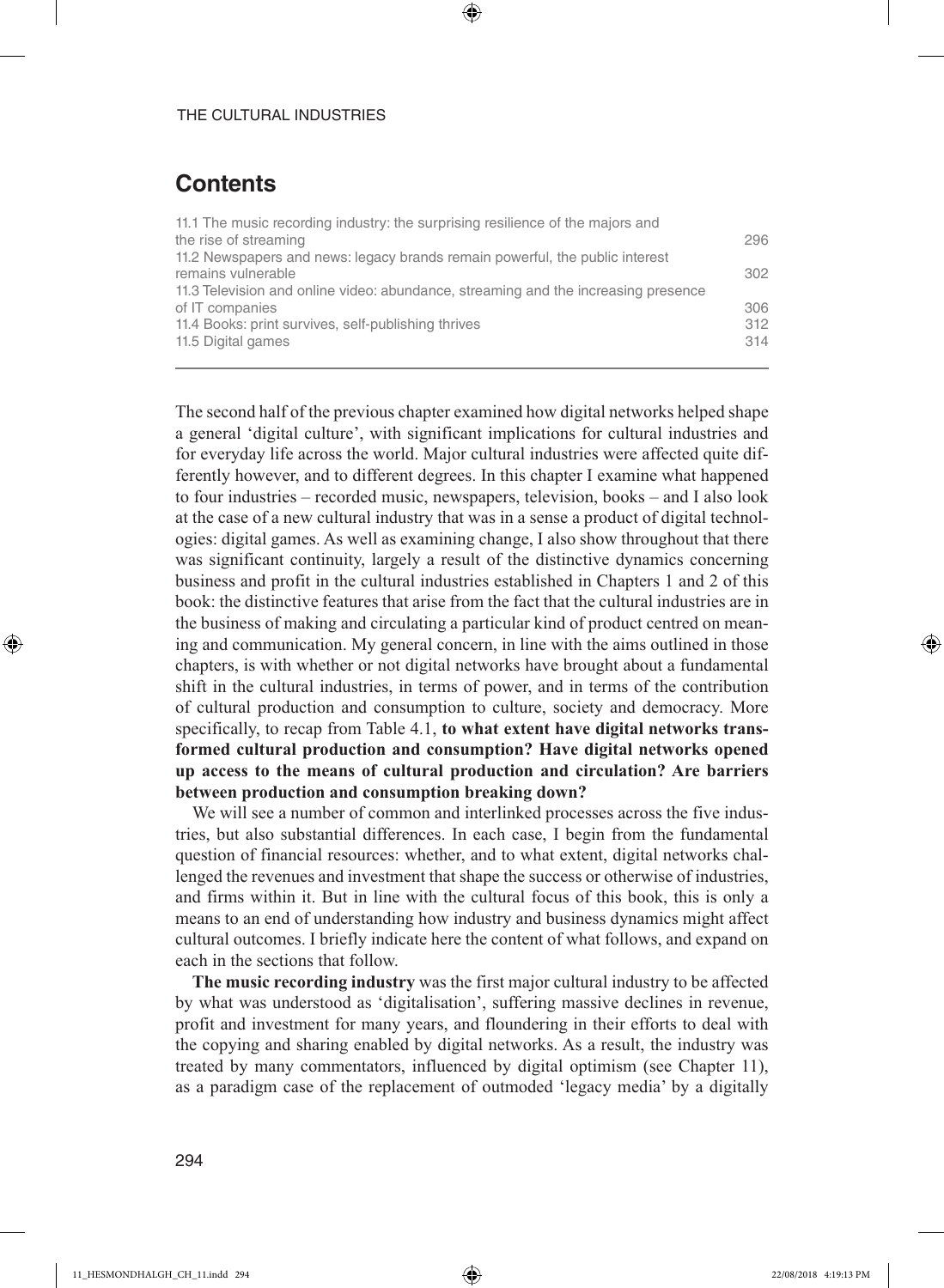## Contents

| | |
|---|---|
| 11.1 The music recording industry: the surprising resilience of the majors and the rise of streaming | 296 |
| 11.2 Newspapers and news: legacy brands remain powerful, the public interest remains vulnerable | 302 |
| 11.3 Television and online video: abundance, streaming and the increasing presence of IT companies | 306 |
| 11.4 Books: print survives, self-publishing thrives | 312 |
| 11.5 Digital games | 314 |

The second half of the previous chapter examined how digital networks helped shape a general 'digital culture', with significant implications for cultural industries and for everyday life across the world. Major cultural industries were affected quite differently however, and to different degrees. In this chapter I examine what happened to four industries – recorded music, newspapers, television, books – and I also look at the case of a new cultural industry that was in a sense a product of digital technologies: digital games. As well as examining change, I also show throughout that there was significant continuity, largely a result of the distinctive dynamics concerning business and profit in the cultural industries established in Chapters 1 and 2 of this book: the distinctive features that arise from the fact that the cultural industries are in the business of making and circulating a particular kind of product centred on meaning and communication. My general concern, in line with the aims outlined in those chapters, is with whether or not digital networks have brought about a fundamental shift in the cultural industries, in terms of power, and in terms of the contribution of cultural production and consumption to culture, society and democracy. More specifically, to recap from Table 4.1, **to what extent have digital networks transformed cultural production and consumption? Have digital networks opened up access to the means of cultural production and circulation? Are barriers between production and consumption breaking down?**

We will see a number of common and interlinked processes across the five industries, but also substantial differences. In each case, I begin from the fundamental question of financial resources: whether, and to what extent, digital networks challenged the revenues and investment that shape the success or otherwise of industries, and firms within it. But in line with the cultural focus of this book, this is only a means to an end of understanding how industry and business dynamics might affect cultural outcomes. I briefly indicate here the content of what follows, and expand on each in the sections that follow.

**The music recording industry** was the first major cultural industry to be affected by what was understood as 'digitalisation', suffering massive declines in revenue, profit and investment for many years, and floundering in their efforts to deal with the copying and sharing enabled by digital networks. As a result, the industry was treated by many commentators, influenced by digital optimism (see Chapter 11), as a paradigm case of the replacement of outmoded 'legacy media' by a digitally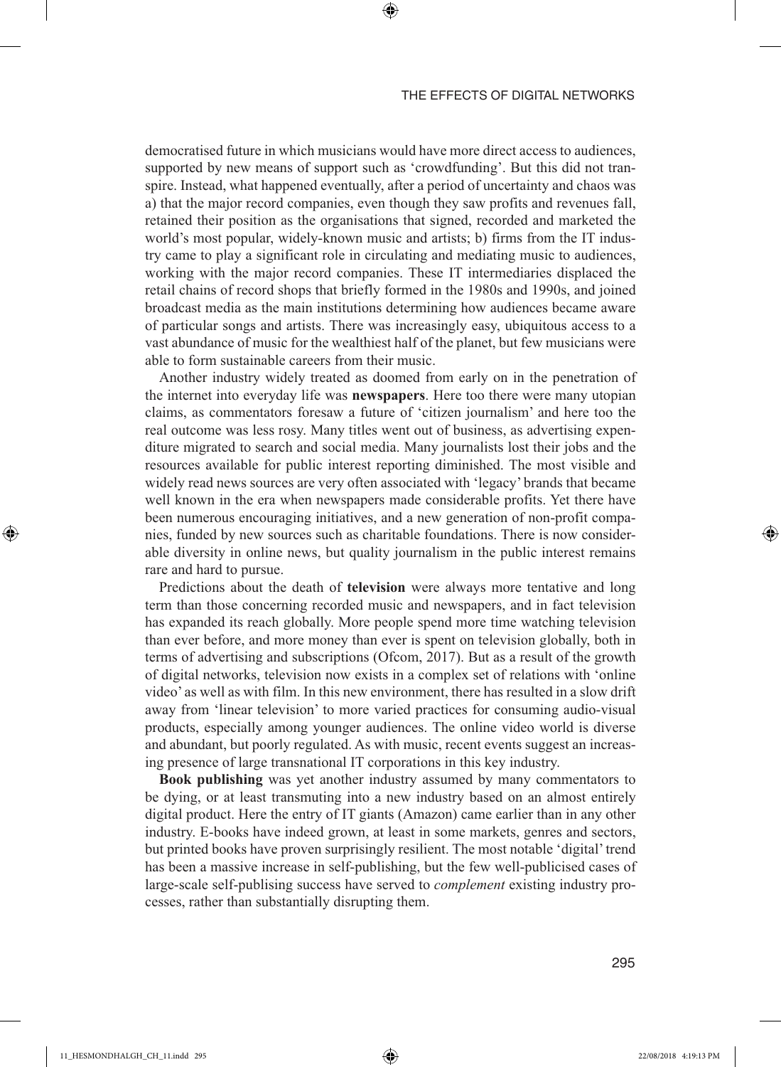democratised future in which musicians would have more direct access to audiences, supported by new means of support such as 'crowdfunding'. But this did not transpire. Instead, what happened eventually, after a period of uncertainty and chaos was a) that the major record companies, even though they saw profits and revenues fall, retained their position as the organisations that signed, recorded and marketed the world's most popular, widely-known music and artists; b) firms from the IT industry came to play a significant role in circulating and mediating music to audiences, working with the major record companies. These IT intermediaries displaced the retail chains of record shops that briefly formed in the 1980s and 1990s, and joined broadcast media as the main institutions determining how audiences became aware of particular songs and artists. There was increasingly easy, ubiquitous access to a vast abundance of music for the wealthiest half of the planet, but few musicians were able to form sustainable careers from their music.

Another industry widely treated as doomed from early on in the penetration of the internet into everyday life was **newspapers**. Here too there were many utopian claims, as commentators foresaw a future of 'citizen journalism' and here too the real outcome was less rosy. Many titles went out of business, as advertising expenditure migrated to search and social media. Many journalists lost their jobs and the resources available for public interest reporting diminished. The most visible and widely read news sources are very often associated with 'legacy' brands that became well known in the era when newspapers made considerable profits. Yet there have been numerous encouraging initiatives, and a new generation of non-profit companies, funded by new sources such as charitable foundations. There is now considerable diversity in online news, but quality journalism in the public interest remains rare and hard to pursue.

Predictions about the death of **television** were always more tentative and long term than those concerning recorded music and newspapers, and in fact television has expanded its reach globally. More people spend more time watching television than ever before, and more money than ever is spent on television globally, both in terms of advertising and subscriptions (Ofcom, 2017). But as a result of the growth of digital networks, television now exists in a complex set of relations with 'online video' as well as with film. In this new environment, there has resulted in a slow drift away from 'linear television' to more varied practices for consuming audio-visual products, especially among younger audiences. The online video world is diverse and abundant, but poorly regulated. As with music, recent events suggest an increasing presence of large transnational IT corporations in this key industry.

**Book publishing** was yet another industry assumed by many commentators to be dying, or at least transmuting into a new industry based on an almost entirely digital product. Here the entry of IT giants (Amazon) came earlier than in any other industry. E-books have indeed grown, at least in some markets, genres and sectors, but printed books have proven surprisingly resilient. The most notable 'digital' trend has been a massive increase in self-publishing, but the few well-publicised cases of large-scale self-publising success have served to *complement* existing industry processes, rather than substantially disrupting them.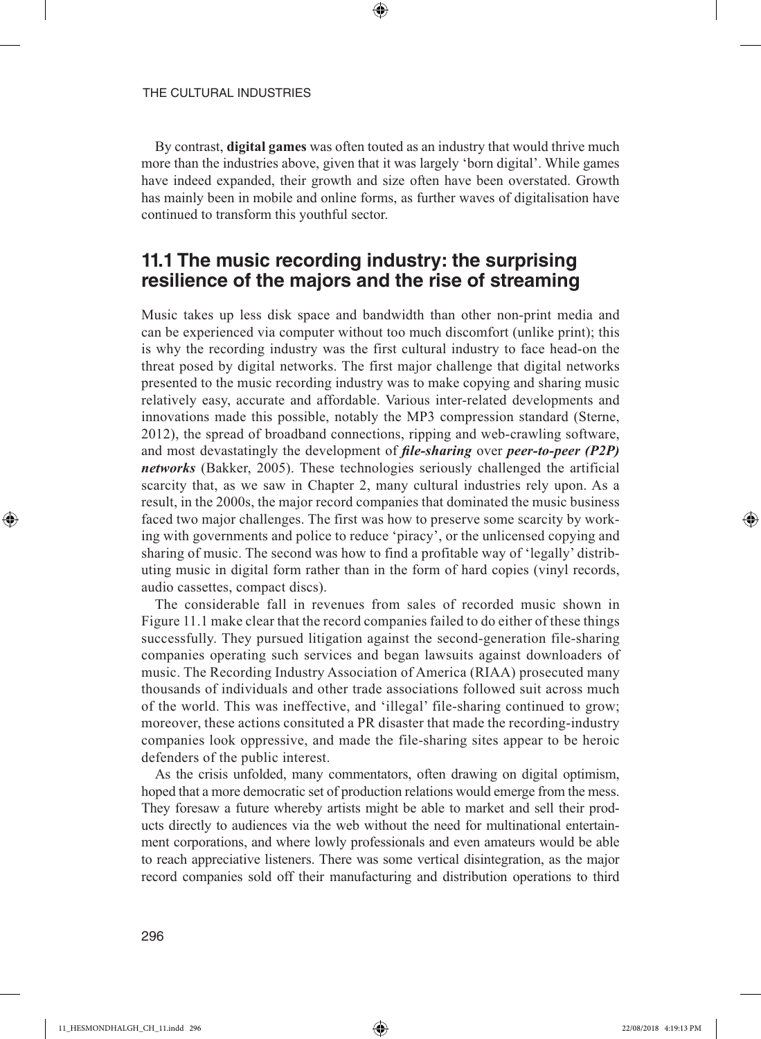By contrast, **digital games** was often touted as an industry that would thrive much more than the industries above, given that it was largely 'born digital'. While games have indeed expanded, their growth and size often have been overstated. Growth has mainly been in mobile and online forms, as further waves of digitalisation have continued to transform this youthful sector.

## 11.1 The music recording industry: the surprising resilience of the majors and the rise of streaming

Music takes up less disk space and bandwidth than other non-print media and can be experienced via computer without too much discomfort (unlike print); this is why the recording industry was the first cultural industry to face head-on the threat posed by digital networks. The first major challenge that digital networks presented to the music recording industry was to make copying and sharing music relatively easy, accurate and affordable. Various inter-related developments and innovations made this possible, notably the MP3 compression standard (Sterne, 2012), the spread of broadband connections, ripping and web-crawling software, and most devastatingly the development of ***file-sharing*** over ***peer-to-peer (P2P) networks*** (Bakker, 2005). These technologies seriously challenged the artificial scarcity that, as we saw in Chapter 2, many cultural industries rely upon. As a result, in the 2000s, the major record companies that dominated the music business faced two major challenges. The first was how to preserve some scarcity by working with governments and police to reduce 'piracy', or the unlicensed copying and sharing of music. The second was how to find a profitable way of 'legally' distributing music in digital form rather than in the form of hard copies (vinyl records, audio cassettes, compact discs).

The considerable fall in revenues from sales of recorded music shown in Figure 11.1 make clear that the record companies failed to do either of these things successfully. They pursued litigation against the second-generation file-sharing companies operating such services and began lawsuits against downloaders of music. The Recording Industry Association of America (RIAA) prosecuted many thousands of individuals and other trade associations followed suit across much of the world. This was ineffective, and 'illegal' file-sharing continued to grow; moreover, these actions consituted a PR disaster that made the recording-industry companies look oppressive, and made the file-sharing sites appear to be heroic defenders of the public interest.

As the crisis unfolded, many commentators, often drawing on digital optimism, hoped that a more democratic set of production relations would emerge from the mess. They foresaw a future whereby artists might be able to market and sell their products directly to audiences via the web without the need for multinational entertainment corporations, and where lowly professionals and even amateurs would be able to reach appreciative listeners. There was some vertical disintegration, as the major record companies sold off their manufacturing and distribution operations to third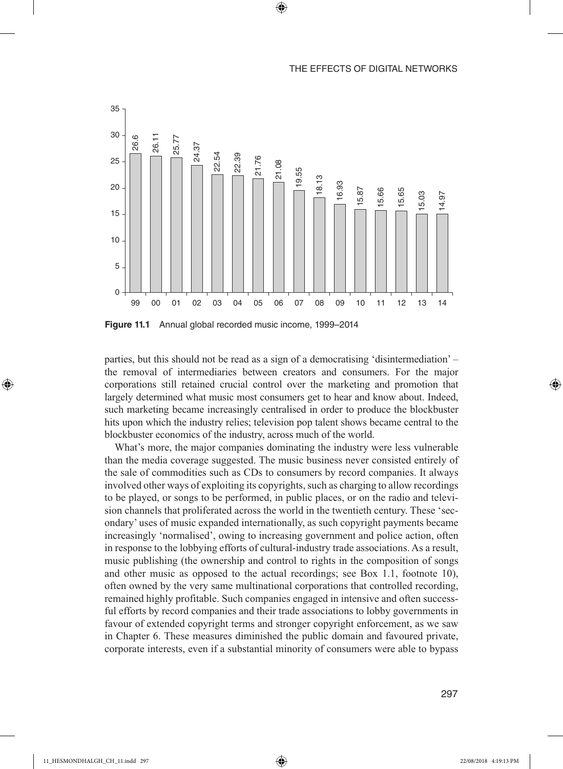| Year | Income |
|---|---|
| 99 | 26.6 |
| 00 | 26.11 |
| 01 | 25.77 |
| 02 | 24.37 |
| 03 | 22.54 |
| 04 | 22.39 |
| 05 | 21.76 |
| 06 | 21.08 |
| 07 | 19.55 |
| 08 | 18.13 |
| 09 | 16.93 |
| 10 | 15.87 |
| 11 | 15.66 |
| 12 | 15.65 |
| 13 | 15.03 |
| 14 | 14.97 |

**Figure 11.1** Annual global recorded music income, 1999–2014

parties, but this should not be read as a sign of a democratising 'disintermediation' – the removal of intermediaries between creators and consumers. For the major corporations still retained crucial control over the marketing and promotion that largely determined what music most consumers get to hear and know about. Indeed, such marketing became increasingly centralised in order to produce the blockbuster hits upon which the industry relies; television pop talent shows became central to the blockbuster economics of the industry, across much of the world.

What's more, the major companies dominating the industry were less vulnerable than the media coverage suggested. The music business never consisted entirely of the sale of commodities such as CDs to consumers by record companies. It always involved other ways of exploiting its copyrights, such as charging to allow recordings to be played, or songs to be performed, in public places, or on the radio and television channels that proliferated across the world in the twentieth century. These 'secondary' uses of music expanded internationally, as such copyright payments became increasingly 'normalised', owing to increasing government and police action, often in response to the lobbying efforts of cultural-industry trade associations. As a result, music publishing (the ownership and control to rights in the composition of songs and other music as opposed to the actual recordings; see Box 1.1, footnote 10), often owned by the very same multinational corporations that controlled recording, remained highly profitable. Such companies engaged in intensive and often successful efforts by record companies and their trade associations to lobby governments in favour of extended copyright terms and stronger copyright enforcement, as we saw in Chapter 6. These measures diminished the public domain and favoured private, corporate interests, even if a substantial minority of consumers were able to bypass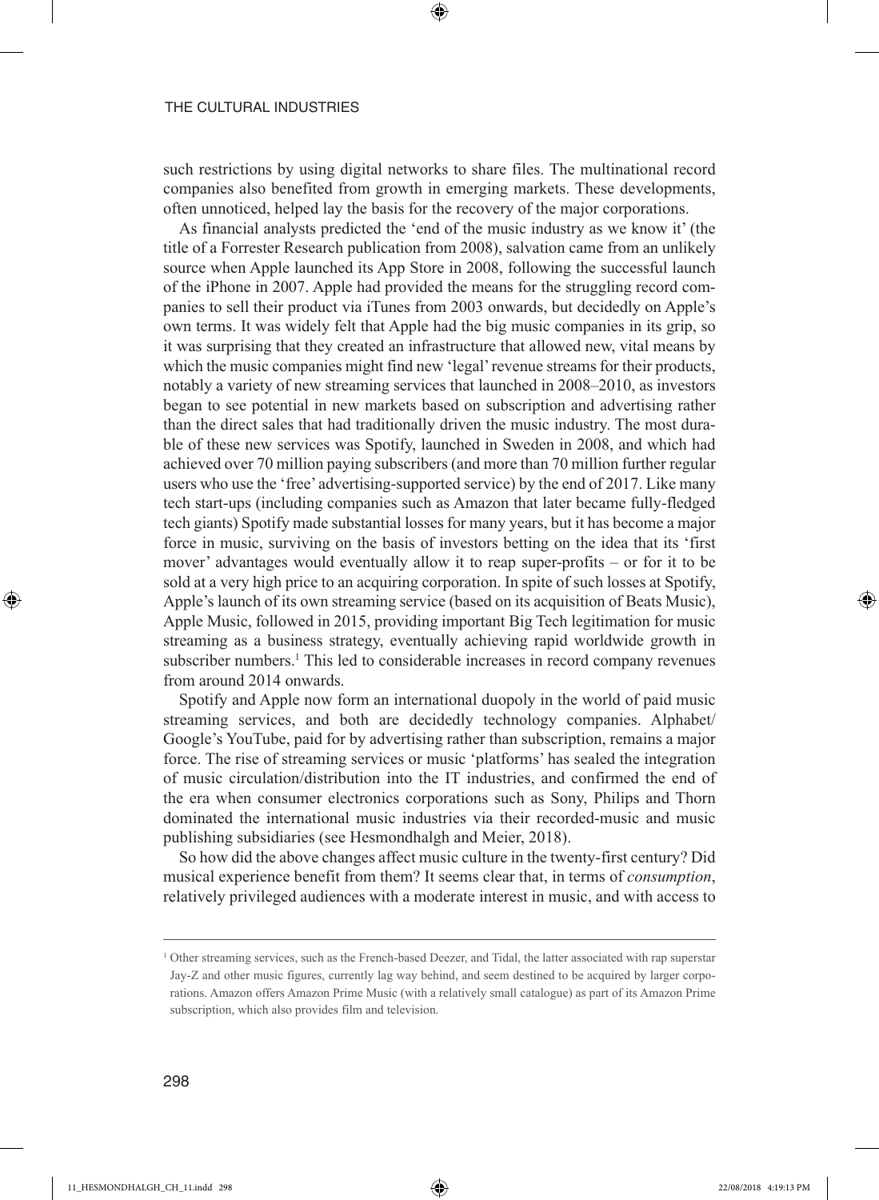such restrictions by using digital networks to share files. The multinational record companies also benefited from growth in emerging markets. These developments, often unnoticed, helped lay the basis for the recovery of the major corporations.

As financial analysts predicted the 'end of the music industry as we know it' (the title of a Forrester Research publication from 2008), salvation came from an unlikely source when Apple launched its App Store in 2008, following the successful launch of the iPhone in 2007. Apple had provided the means for the struggling record companies to sell their product via iTunes from 2003 onwards, but decidedly on Apple's own terms. It was widely felt that Apple had the big music companies in its grip, so it was surprising that they created an infrastructure that allowed new, vital means by which the music companies might find new 'legal' revenue streams for their products, notably a variety of new streaming services that launched in 2008–2010, as investors began to see potential in new markets based on subscription and advertising rather than the direct sales that had traditionally driven the music industry. The most durable of these new services was Spotify, launched in Sweden in 2008, and which had achieved over 70 million paying subscribers (and more than 70 million further regular users who use the 'free' advertising-supported service) by the end of 2017. Like many tech start-ups (including companies such as Amazon that later became fully-fledged tech giants) Spotify made substantial losses for many years, but it has become a major force in music, surviving on the basis of investors betting on the idea that its 'first mover' advantages would eventually allow it to reap super-profits – or for it to be sold at a very high price to an acquiring corporation. In spite of such losses at Spotify, Apple's launch of its own streaming service (based on its acquisition of Beats Music), Apple Music, followed in 2015, providing important Big Tech legitimation for music streaming as a business strategy, eventually achieving rapid worldwide growth in subscriber numbers.[1] This led to considerable increases in record company revenues from around 2014 onwards.

Spotify and Apple now form an international duopoly in the world of paid music streaming services, and both are decidedly technology companies. Alphabet/Google's YouTube, paid for by advertising rather than subscription, remains a major force. The rise of streaming services or music 'platforms' has sealed the integration of music circulation/distribution into the IT industries, and confirmed the end of the era when consumer electronics corporations such as Sony, Philips and Thorn dominated the international music industries via their recorded-music and music publishing subsidiaries (see Hesmondhalgh and Meier, 2018).

So how did the above changes affect music culture in the twenty-first century? Did musical experience benefit from them? It seems clear that, in terms of *consumption*, relatively privileged audiences with a moderate interest in music, and with access to

---

[1] Other streaming services, such as the French-based Deezer, and Tidal, the latter associated with rap superstar Jay-Z and other music figures, currently lag way behind, and seem destined to be acquired by larger corporations. Amazon offers Amazon Prime Music (with a relatively small catalogue) as part of its Amazon Prime subscription, which also provides film and television.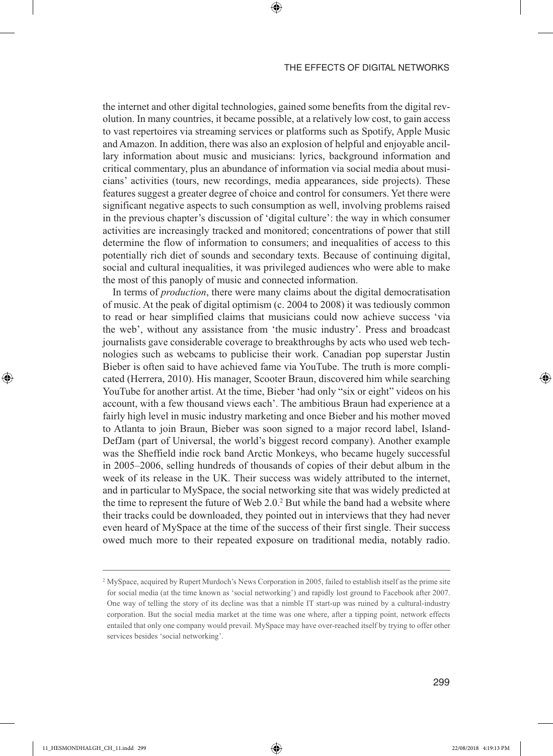the internet and other digital technologies, gained some benefits from the digital revolution. In many countries, it became possible, at a relatively low cost, to gain access to vast repertoires via streaming services or platforms such as Spotify, Apple Music and Amazon. In addition, there was also an explosion of helpful and enjoyable ancillary information about music and musicians: lyrics, background information and critical commentary, plus an abundance of information via social media about musicians' activities (tours, new recordings, media appearances, side projects). These features suggest a greater degree of choice and control for consumers. Yet there were significant negative aspects to such consumption as well, involving problems raised in the previous chapter's discussion of 'digital culture': the way in which consumer activities are increasingly tracked and monitored; concentrations of power that still determine the flow of information to consumers; and inequalities of access to this potentially rich diet of sounds and secondary texts. Because of continuing digital, social and cultural inequalities, it was privileged audiences who were able to make the most of this panoply of music and connected information.

In terms of *production*, there were many claims about the digital democratisation of music. At the peak of digital optimism (c. 2004 to 2008) it was tediously common to read or hear simplified claims that musicians could now achieve success 'via the web', without any assistance from 'the music industry'. Press and broadcast journalists gave considerable coverage to breakthroughs by acts who used web technologies such as webcams to publicise their work. Canadian pop superstar Justin Bieber is often said to have achieved fame via YouTube. The truth is more complicated (Herrera, 2010). His manager, Scooter Braun, discovered him while searching YouTube for another artist. At the time, Bieber 'had only "six or eight" videos on his account, with a few thousand views each'. The ambitious Braun had experience at a fairly high level in music industry marketing and once Bieber and his mother moved to Atlanta to join Braun, Bieber was soon signed to a major record label, Island-DefJam (part of Universal, the world's biggest record company). Another example was the Sheffield indie rock band Arctic Monkeys, who became hugely successful in 2005–2006, selling hundreds of thousands of copies of their debut album in the week of its release in the UK. Their success was widely attributed to the internet, and in particular to MySpace, the social networking site that was widely predicted at the time to represent the future of Web 2.0.[2] But while the band had a website where their tracks could be downloaded, they pointed out in interviews that they had never even heard of MySpace at the time of the success of their first single. Their success owed much more to their repeated exposure on traditional media, notably radio.

---

[2] MySpace, acquired by Rupert Murdoch's News Corporation in 2005, failed to establish itself as the prime site for social media (at the time known as 'social networking') and rapidly lost ground to Facebook after 2007. One way of telling the story of its decline was that a nimble IT start-up was ruined by a cultural-industry corporation. But the social media market at the time was one where, after a tipping point, network effects entailed that only one company would prevail. MySpace may have over-reached itself by trying to offer other services besides 'social networking'.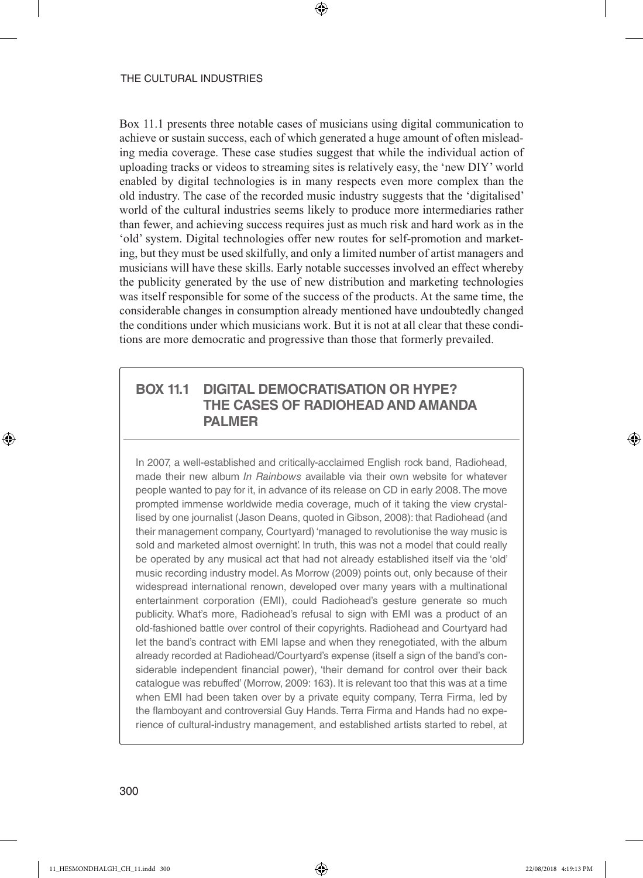Box 11.1 presents three notable cases of musicians using digital communication to achieve or sustain success, each of which generated a huge amount of often misleading media coverage. These case studies suggest that while the individual action of uploading tracks or videos to streaming sites is relatively easy, the 'new DIY' world enabled by digital technologies is in many respects even more complex than the old industry. The case of the recorded music industry suggests that the 'digitalised' world of the cultural industries seems likely to produce more intermediaries rather than fewer, and achieving success requires just as much risk and hard work as in the 'old' system. Digital technologies offer new routes for self-promotion and marketing, but they must be used skilfully, and only a limited number of artist managers and musicians will have these skills. Early notable successes involved an effect whereby the publicity generated by the use of new distribution and marketing technologies was itself responsible for some of the success of the products. At the same time, the considerable changes in consumption already mentioned have undoubtedly changed the conditions under which musicians work. But it is not at all clear that these conditions are more democratic and progressive than those that formerly prevailed.

## BOX 11.1 DIGITAL DEMOCRATISATION OR HYPE? THE CASES OF RADIOHEAD AND AMANDA PALMER

In 2007, a well-established and critically-acclaimed English rock band, Radiohead, made their new album *In Rainbows* available via their own website for whatever people wanted to pay for it, in advance of its release on CD in early 2008. The move prompted immense worldwide media coverage, much of it taking the view crystallised by one journalist (Jason Deans, quoted in Gibson, 2008): that Radiohead (and their management company, Courtyard) 'managed to revolutionise the way music is sold and marketed almost overnight'. In truth, this was not a model that could really be operated by any musical act that had not already established itself via the 'old' music recording industry model. As Morrow (2009) points out, only because of their widespread international renown, developed over many years with a multinational entertainment corporation (EMI), could Radiohead's gesture generate so much publicity. What's more, Radiohead's refusal to sign with EMI was a product of an old-fashioned battle over control of their copyrights. Radiohead and Courtyard had let the band's contract with EMI lapse and when they renegotiated, with the album already recorded at Radiohead/Courtyard's expense (itself a sign of the band's considerable independent financial power), 'their demand for control over their back catalogue was rebuffed' (Morrow, 2009: 163). It is relevant too that this was at a time when EMI had been taken over by a private equity company, Terra Firma, led by the flamboyant and controversial Guy Hands. Terra Firma and Hands had no experience of cultural-industry management, and established artists started to rebel, at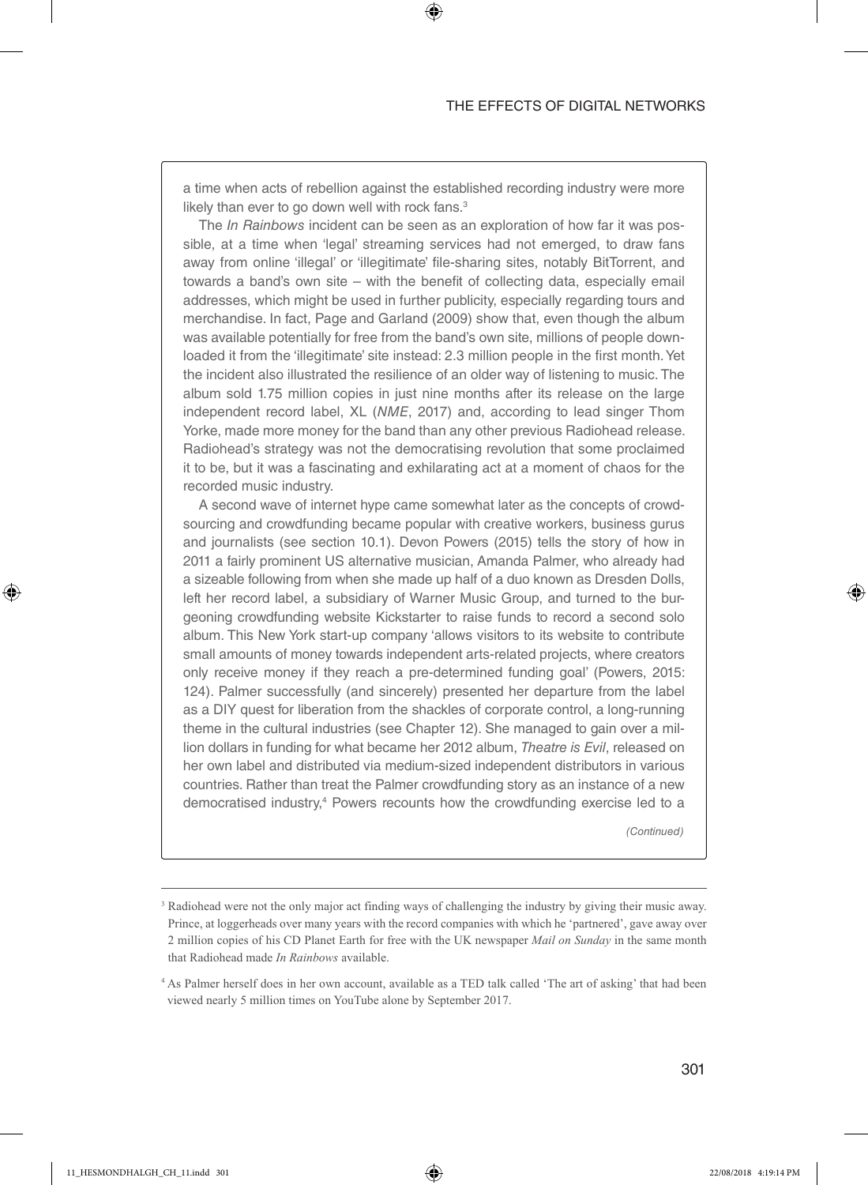a time when acts of rebellion against the established recording industry were more likely than ever to go down well with rock fans.[3]

The *In Rainbows* incident can be seen as an exploration of how far it was possible, at a time when 'legal' streaming services had not emerged, to draw fans away from online 'illegal' or 'illegitimate' file-sharing sites, notably BitTorrent, and towards a band's own site – with the benefit of collecting data, especially email addresses, which might be used in further publicity, especially regarding tours and merchandise. In fact, Page and Garland (2009) show that, even though the album was available potentially for free from the band's own site, millions of people downloaded it from the 'illegitimate' site instead: 2.3 million people in the first month. Yet the incident also illustrated the resilience of an older way of listening to music. The album sold 1.75 million copies in just nine months after its release on the large independent record label, XL (*NME*, 2017) and, according to lead singer Thom Yorke, made more money for the band than any other previous Radiohead release. Radiohead's strategy was not the democratising revolution that some proclaimed it to be, but it was a fascinating and exhilarating act at a moment of chaos for the recorded music industry.

A second wave of internet hype came somewhat later as the concepts of crowdsourcing and crowdfunding became popular with creative workers, business gurus and journalists (see section 10.1). Devon Powers (2015) tells the story of how in 2011 a fairly prominent US alternative musician, Amanda Palmer, who already had a sizeable following from when she made up half of a duo known as Dresden Dolls, left her record label, a subsidiary of Warner Music Group, and turned to the burgeoning crowdfunding website Kickstarter to raise funds to record a second solo album. This New York start-up company 'allows visitors to its website to contribute small amounts of money towards independent arts-related projects, where creators only receive money if they reach a pre-determined funding goal' (Powers, 2015: 124). Palmer successfully (and sincerely) presented her departure from the label as a DIY quest for liberation from the shackles of corporate control, a long-running theme in the cultural industries (see Chapter 12). She managed to gain over a million dollars in funding for what became her 2012 album, *Theatre is Evil*, released on her own label and distributed via medium-sized independent distributors in various countries. Rather than treat the Palmer crowdfunding story as an instance of a new democratised industry,[4] Powers recounts how the crowdfunding exercise led to a

*(Continued)*

---

[3] Radiohead were not the only major act finding ways of challenging the industry by giving their music away. Prince, at loggerheads over many years with the record companies with which he 'partnered', gave away over 2 million copies of his CD Planet Earth for free with the UK newspaper *Mail on Sunday* in the same month that Radiohead made *In Rainbows* available.

[4] As Palmer herself does in her own account, available as a TED talk called 'The art of asking' that had been viewed nearly 5 million times on YouTube alone by September 2017.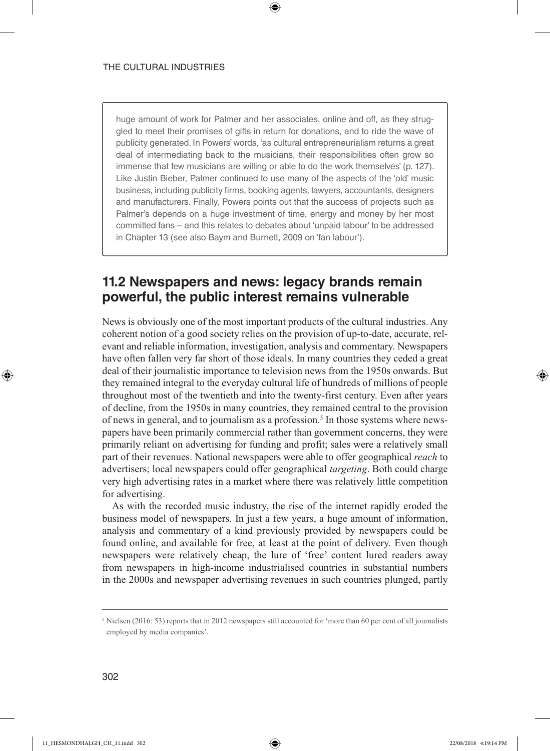huge amount of work for Palmer and her associates, online and off, as they struggled to meet their promises of gifts in return for donations, and to ride the wave of publicity generated. In Powers' words, 'as cultural entrepreneurialism returns a great deal of intermediating back to the musicians, their responsibilities often grow so immense that few musicians are willing or able to do the work themselves' (p. 127). Like Justin Bieber, Palmer continued to use many of the aspects of the 'old' music business, including publicity firms, booking agents, lawyers, accountants, designers and manufacturers. Finally, Powers points out that the success of projects such as Palmer's depends on a huge investment of time, energy and money by her most committed fans – and this relates to debates about 'unpaid labour' to be addressed in Chapter 13 (see also Baym and Burnett, 2009 on 'fan labour').

## 11.2 Newspapers and news: legacy brands remain powerful, the public interest remains vulnerable

News is obviously one of the most important products of the cultural industries. Any coherent notion of a good society relies on the provision of up-to-date, accurate, relevant and reliable information, investigation, analysis and commentary. Newspapers have often fallen very far short of those ideals. In many countries they ceded a great deal of their journalistic importance to television news from the 1950s onwards. But they remained integral to the everyday cultural life of hundreds of millions of people throughout most of the twentieth and into the twenty-first century. Even after years of decline, from the 1950s in many countries, they remained central to the provision of news in general, and to journalism as a profession.[5] In those systems where newspapers have been primarily commercial rather than government concerns, they were primarily reliant on advertising for funding and profit; sales were a relatively small part of their revenues. National newspapers were able to offer geographical *reach* to advertisers; local newspapers could offer geographical *targeting*. Both could charge very high advertising rates in a market where there was relatively little competition for advertising.

As with the recorded music industry, the rise of the internet rapidly eroded the business model of newspapers. In just a few years, a huge amount of information, analysis and commentary of a kind previously provided by newspapers could be found online, and available for free, at least at the point of delivery. Even though newspapers were relatively cheap, the lure of 'free' content lured readers away from newspapers in high-income industrialised countries in substantial numbers in the 2000s and newspaper advertising revenues in such countries plunged, partly

[5] Nielsen (2016: 53) reports that in 2012 newspapers still accounted for 'more than 60 per cent of all journalists employed by media companies'.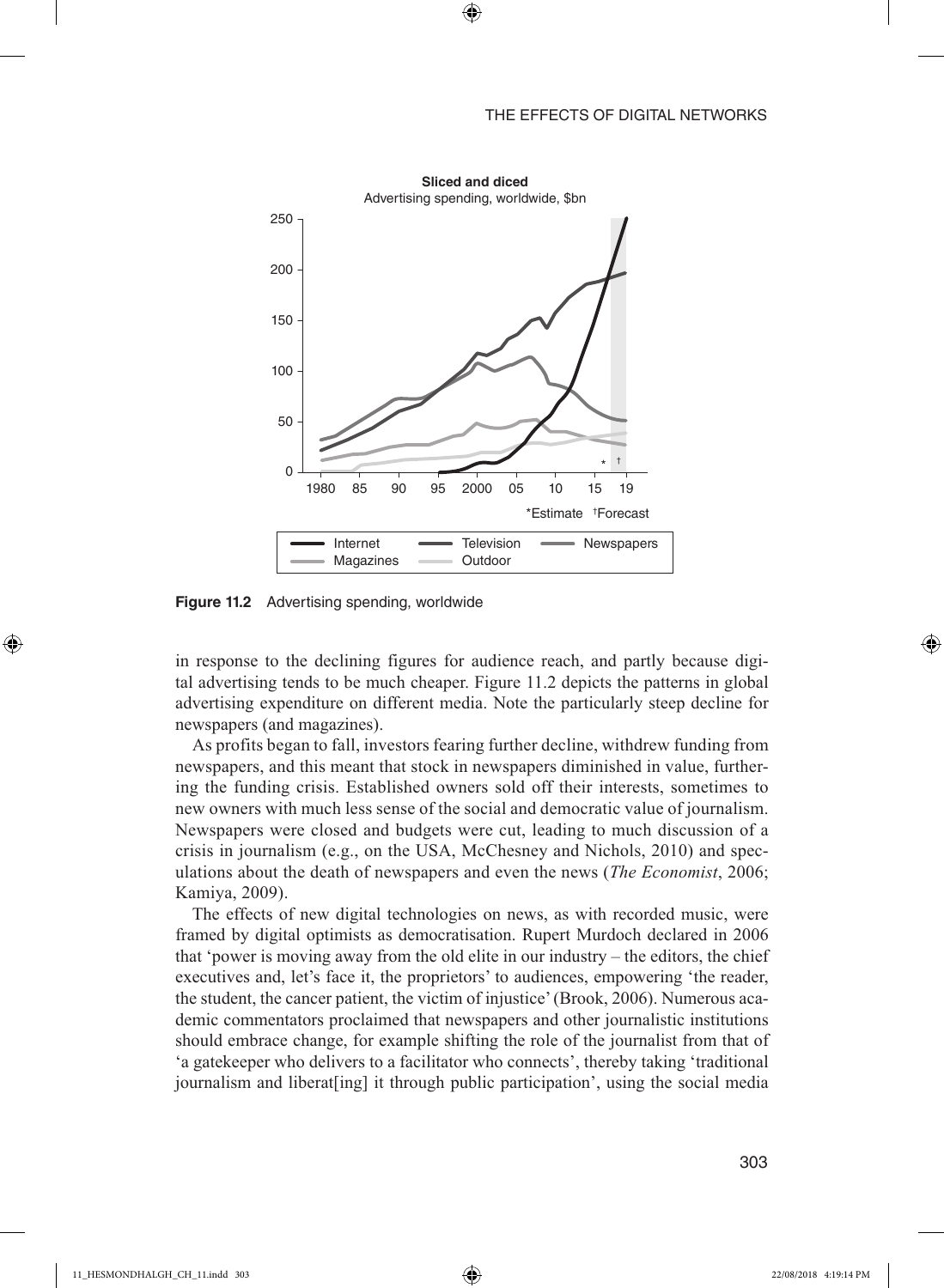**Figure 11.2** Advertising spending, worldwide

in response to the declining figures for audience reach, and partly because digital advertising tends to be much cheaper. Figure 11.2 depicts the patterns in global advertising expenditure on different media. Note the particularly steep decline for newspapers (and magazines).

As profits began to fall, investors fearing further decline, withdrew funding from newspapers, and this meant that stock in newspapers diminished in value, furthering the funding crisis. Established owners sold off their interests, sometimes to new owners with much less sense of the social and democratic value of journalism. Newspapers were closed and budgets were cut, leading to much discussion of a crisis in journalism (e.g., on the USA, McChesney and Nichols, 2010) and speculations about the death of newspapers and even the news (*The Economist*, 2006; Kamiya, 2009).

The effects of new digital technologies on news, as with recorded music, were framed by digital optimists as democratisation. Rupert Murdoch declared in 2006 that 'power is moving away from the old elite in our industry – the editors, the chief executives and, let's face it, the proprietors' to audiences, empowering 'the reader, the student, the cancer patient, the victim of injustice' (Brook, 2006). Numerous academic commentators proclaimed that newspapers and other journalistic institutions should embrace change, for example shifting the role of the journalist from that of 'a gatekeeper who delivers to a facilitator who connects', thereby taking 'traditional journalism and liberat[ing] it through public participation', using the social media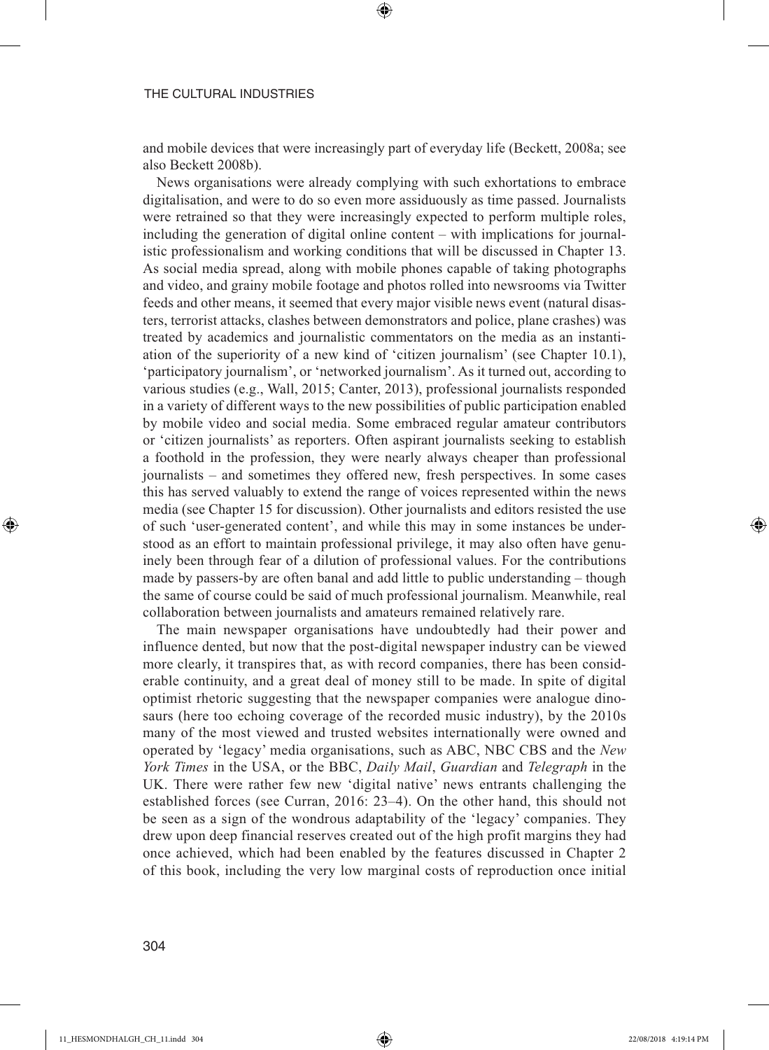and mobile devices that were increasingly part of everyday life (Beckett, 2008a; see also Beckett 2008b).

News organisations were already complying with such exhortations to embrace digitalisation, and were to do so even more assiduously as time passed. Journalists were retrained so that they were increasingly expected to perform multiple roles, including the generation of digital online content – with implications for journalistic professionalism and working conditions that will be discussed in Chapter 13. As social media spread, along with mobile phones capable of taking photographs and video, and grainy mobile footage and photos rolled into newsrooms via Twitter feeds and other means, it seemed that every major visible news event (natural disasters, terrorist attacks, clashes between demonstrators and police, plane crashes) was treated by academics and journalistic commentators on the media as an instantiation of the superiority of a new kind of 'citizen journalism' (see Chapter 10.1), 'participatory journalism', or 'networked journalism'. As it turned out, according to various studies (e.g., Wall, 2015; Canter, 2013), professional journalists responded in a variety of different ways to the new possibilities of public participation enabled by mobile video and social media. Some embraced regular amateur contributors or 'citizen journalists' as reporters. Often aspirant journalists seeking to establish a foothold in the profession, they were nearly always cheaper than professional journalists – and sometimes they offered new, fresh perspectives. In some cases this has served valuably to extend the range of voices represented within the news media (see Chapter 15 for discussion). Other journalists and editors resisted the use of such 'user-generated content', and while this may in some instances be understood as an effort to maintain professional privilege, it may also often have genuinely been through fear of a dilution of professional values. For the contributions made by passers-by are often banal and add little to public understanding – though the same of course could be said of much professional journalism. Meanwhile, real collaboration between journalists and amateurs remained relatively rare.

The main newspaper organisations have undoubtedly had their power and influence dented, but now that the post-digital newspaper industry can be viewed more clearly, it transpires that, as with record companies, there has been considerable continuity, and a great deal of money still to be made. In spite of digital optimist rhetoric suggesting that the newspaper companies were analogue dinosaurs (here too echoing coverage of the recorded music industry), by the 2010s many of the most viewed and trusted websites internationally were owned and operated by 'legacy' media organisations, such as ABC, NBC CBS and the *New York Times* in the USA, or the BBC, *Daily Mail*, *Guardian* and *Telegraph* in the UK. There were rather few new 'digital native' news entrants challenging the established forces (see Curran, 2016: 23–4). On the other hand, this should not be seen as a sign of the wondrous adaptability of the 'legacy' companies. They drew upon deep financial reserves created out of the high profit margins they had once achieved, which had been enabled by the features discussed in Chapter 2 of this book, including the very low marginal costs of reproduction once initial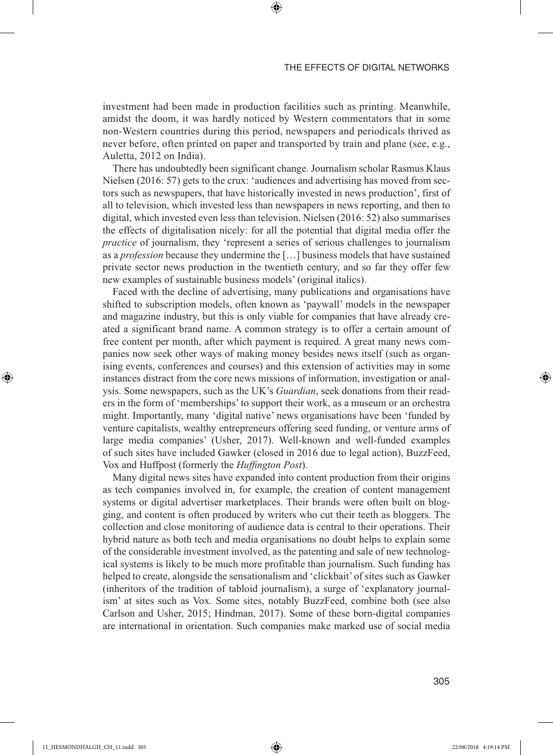investment had been made in production facilities such as printing. Meanwhile, amidst the doom, it was hardly noticed by Western commentators that in some non-Western countries during this period, newspapers and periodicals thrived as never before, often printed on paper and transported by train and plane (see, e.g., Auletta, 2012 on India).

There has undoubtedly been significant change. Journalism scholar Rasmus Klaus Nielsen (2016: 57) gets to the crux: 'audiences and advertising has moved from sectors such as newspapers, that have historically invested in news production', first of all to television, which invested less than newspapers in news reporting, and then to digital, which invested even less than television. Nielsen (2016: 52) also summarises the effects of digitalisation nicely: for all the potential that digital media offer the *practice* of journalism, they 'represent a series of serious challenges to journalism as a *profession* because they undermine the […] business models that have sustained private sector news production in the twentieth century, and so far they offer few new examples of sustainable business models' (original italics).

Faced with the decline of advertising, many publications and organisations have shifted to subscription models, often known as 'paywall' models in the newspaper and magazine industry, but this is only viable for companies that have already created a significant brand name. A common strategy is to offer a certain amount of free content per month, after which payment is required. A great many news companies now seek other ways of making money besides news itself (such as organising events, conferences and courses) and this extension of activities may in some instances distract from the core news missions of information, investigation or analysis. Some newspapers, such as the UK's *Guardian*, seek donations from their readers in the form of 'memberships' to support their work, as a museum or an orchestra might. Importantly, many 'digital native' news organisations have been 'funded by venture capitalists, wealthy entrepreneurs offering seed funding, or venture arms of large media companies' (Usher, 2017). Well-known and well-funded examples of such sites have included Gawker (closed in 2016 due to legal action), BuzzFeed, Vox and Huffpost (formerly the *Huffington Post*).

Many digital news sites have expanded into content production from their origins as tech companies involved in, for example, the creation of content management systems or digital advertiser marketplaces. Their brands were often built on blogging, and content is often produced by writers who cut their teeth as bloggers. The collection and close monitoring of audience data is central to their operations. Their hybrid nature as both tech and media organisations no doubt helps to explain some of the considerable investment involved, as the patenting and sale of new technological systems is likely to be much more profitable than journalism. Such funding has helped to create, alongside the sensationalism and 'clickbait' of sites such as Gawker (inheritors of the tradition of tabloid journalism), a surge of 'explanatory journalism' at sites such as Vox. Some sites, notably BuzzFeed, combine both (see also Carlson and Usher, 2015; Hindman, 2017). Some of these born-digital companies are international in orientation. Such companies make marked use of social media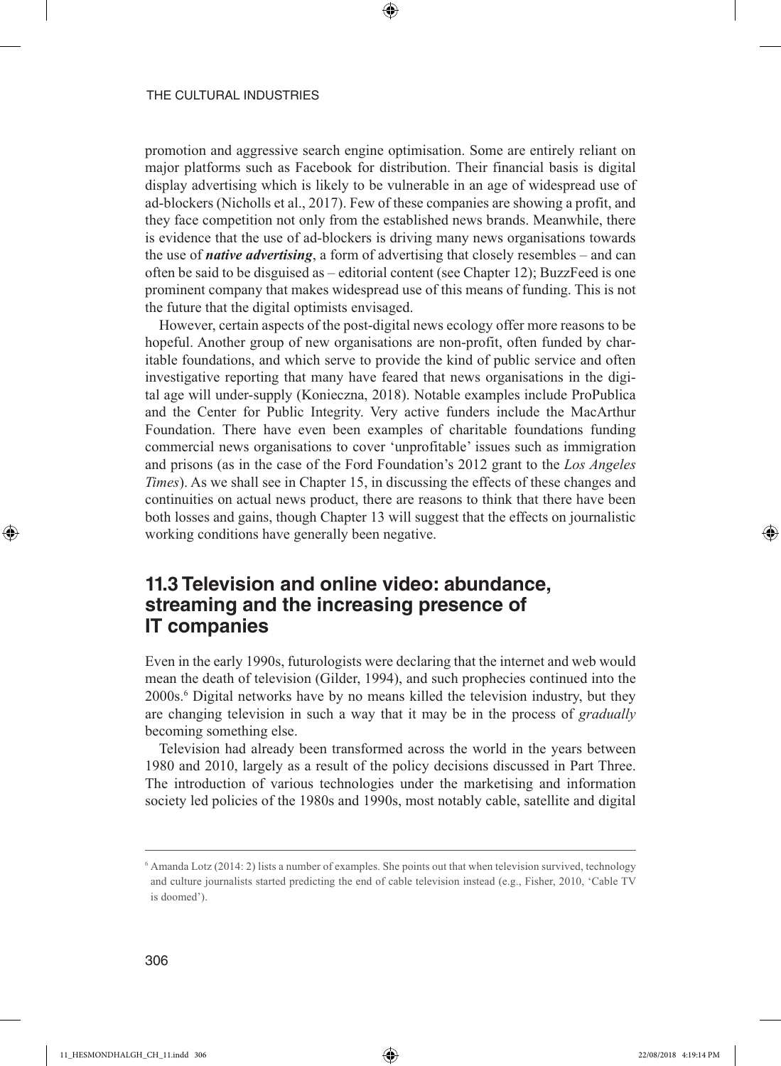promotion and aggressive search engine optimisation. Some are entirely reliant on major platforms such as Facebook for distribution. Their financial basis is digital display advertising which is likely to be vulnerable in an age of widespread use of ad-blockers (Nicholls et al., 2017). Few of these companies are showing a profit, and they face competition not only from the established news brands. Meanwhile, there is evidence that the use of ad-blockers is driving many news organisations towards the use of ***native advertising***, a form of advertising that closely resembles – and can often be said to be disguised as – editorial content (see Chapter 12); BuzzFeed is one prominent company that makes widespread use of this means of funding. This is not the future that the digital optimists envisaged.

However, certain aspects of the post-digital news ecology offer more reasons to be hopeful. Another group of new organisations are non-profit, often funded by charitable foundations, and which serve to provide the kind of public service and often investigative reporting that many have feared that news organisations in the digital age will under-supply (Konieczna, 2018). Notable examples include ProPublica and the Center for Public Integrity. Very active funders include the MacArthur Foundation. There have even been examples of charitable foundations funding commercial news organisations to cover 'unprofitable' issues such as immigration and prisons (as in the case of the Ford Foundation's 2012 grant to the *Los Angeles Times*). As we shall see in Chapter 15, in discussing the effects of these changes and continuities on actual news product, there are reasons to think that there have been both losses and gains, though Chapter 13 will suggest that the effects on journalistic working conditions have generally been negative.

## 11.3 Television and online video: abundance, streaming and the increasing presence of IT companies

Even in the early 1990s, futurologists were declaring that the internet and web would mean the death of television (Gilder, 1994), and such prophecies continued into the 2000s.[6] Digital networks have by no means killed the television industry, but they are changing television in such a way that it may be in the process of *gradually* becoming something else.

Television had already been transformed across the world in the years between 1980 and 2010, largely as a result of the policy decisions discussed in Part Three. The introduction of various technologies under the marketising and information society led policies of the 1980s and 1990s, most notably cable, satellite and digital

[6] Amanda Lotz (2014: 2) lists a number of examples. She points out that when television survived, technology and culture journalists started predicting the end of cable television instead (e.g., Fisher, 2010, 'Cable TV is doomed').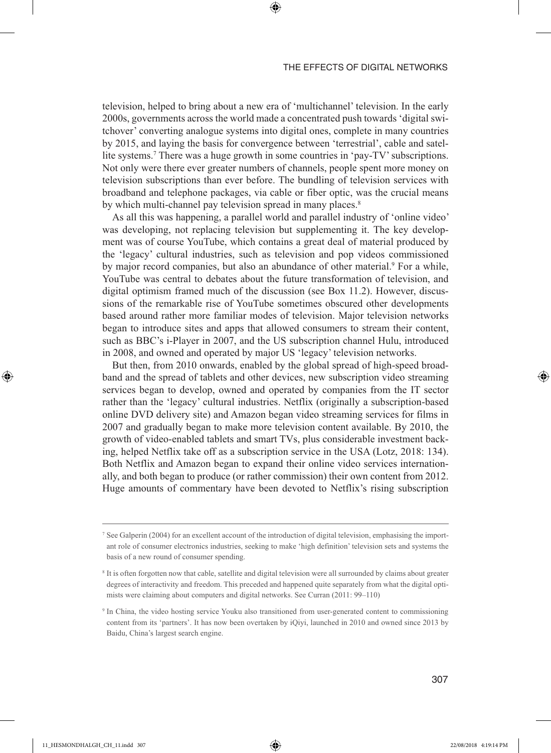television, helped to bring about a new era of 'multichannel' television. In the early 2000s, governments across the world made a concentrated push towards 'digital switchover' converting analogue systems into digital ones, complete in many countries by 2015, and laying the basis for convergence between 'terrestrial', cable and satellite systems.[7] There was a huge growth in some countries in 'pay-TV' subscriptions. Not only were there ever greater numbers of channels, people spent more money on television subscriptions than ever before. The bundling of television services with broadband and telephone packages, via cable or fiber optic, was the crucial means by which multi-channel pay television spread in many places.[8]

As all this was happening, a parallel world and parallel industry of 'online video' was developing, not replacing television but supplementing it. The key development was of course YouTube, which contains a great deal of material produced by the 'legacy' cultural industries, such as television and pop videos commissioned by major record companies, but also an abundance of other material.[9] For a while, YouTube was central to debates about the future transformation of television, and digital optimism framed much of the discussion (see Box 11.2). However, discussions of the remarkable rise of YouTube sometimes obscured other developments based around rather more familiar modes of television. Major television networks began to introduce sites and apps that allowed consumers to stream their content, such as BBC's i-Player in 2007, and the US subscription channel Hulu, introduced in 2008, and owned and operated by major US 'legacy' television networks.

But then, from 2010 onwards, enabled by the global spread of high-speed broadband and the spread of tablets and other devices, new subscription video streaming services began to develop, owned and operated by companies from the IT sector rather than the 'legacy' cultural industries. Netflix (originally a subscription-based online DVD delivery site) and Amazon began video streaming services for films in 2007 and gradually began to make more television content available. By 2010, the growth of video-enabled tablets and smart TVs, plus considerable investment backing, helped Netflix take off as a subscription service in the USA (Lotz, 2018: 134). Both Netflix and Amazon began to expand their online video services internationally, and both began to produce (or rather commission) their own content from 2012. Huge amounts of commentary have been devoted to Netflix's rising subscription

---

[7] See Galperin (2004) for an excellent account of the introduction of digital television, emphasising the important role of consumer electronics industries, seeking to make 'high definition' television sets and systems the basis of a new round of consumer spending.

[8] It is often forgotten now that cable, satellite and digital television were all surrounded by claims about greater degrees of interactivity and freedom. This preceded and happened quite separately from what the digital optimists were claiming about computers and digital networks. See Curran (2011: 99–110)

[9] In China, the video hosting service Youku also transitioned from user-generated content to commissioning content from its 'partners'. It has now been overtaken by iQiyi, launched in 2010 and owned since 2013 by Baidu, China's largest search engine.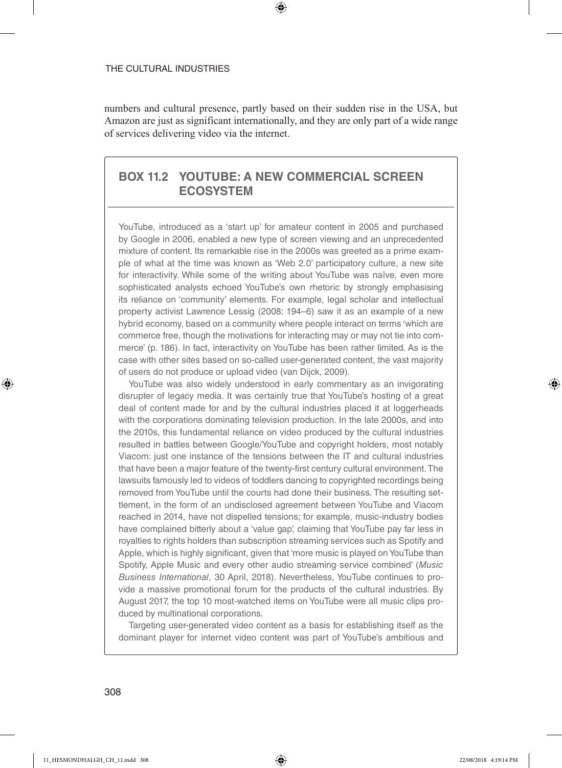numbers and cultural presence, partly based on their sudden rise in the USA, but Amazon are just as significant internationally, and they are only part of a wide range of services delivering video via the internet.

## BOX 11.2 YOUTUBE: A NEW COMMERCIAL SCREEN ECOSYSTEM

YouTube, introduced as a 'start up' for amateur content in 2005 and purchased by Google in 2006, enabled a new type of screen viewing and an unprecedented mixture of content. Its remarkable rise in the 2000s was greeted as a prime example of what at the time was known as 'Web 2.0' participatory culture, a new site for interactivity. While some of the writing about YouTube was naïve, even more sophisticated analysts echoed YouTube's own rhetoric by strongly emphasising its reliance on 'community' elements. For example, legal scholar and intellectual property activist Lawrence Lessig (2008: 194–6) saw it as an example of a new hybrid economy, based on a community where people interact on terms 'which are commerce free, though the motivations for interacting may or may not tie into commerce' (p. 186). In fact, interactivity on YouTube has been rather limited. As is the case with other sites based on so-called user-generated content, the vast majority of users do not produce or upload video (van Dijck, 2009).

YouTube was also widely understood in early commentary as an invigorating disrupter of legacy media. It was certainly true that YouTube's hosting of a great deal of content made for and by the cultural industries placed it at loggerheads with the corporations dominating television production. In the late 2000s, and into the 2010s, this fundamental reliance on video produced by the cultural industries resulted in battles between Google/YouTube and copyright holders, most notably Viacom: just one instance of the tensions between the IT and cultural industries that have been a major feature of the twenty-first century cultural environment. The lawsuits famously led to videos of toddlers dancing to copyrighted recordings being removed from YouTube until the courts had done their business. The resulting settlement, in the form of an undisclosed agreement between YouTube and Viacom reached in 2014, have not dispelled tensions; for example, music-industry bodies have complained bitterly about a 'value gap', claiming that YouTube pay far less in royalties to rights holders than subscription streaming services such as Spotify and Apple, which is highly significant, given that 'more music is played on YouTube than Spotify, Apple Music and every other audio streaming service combined' (*Music Business International*, 30 April, 2018). Nevertheless, YouTube continues to provide a massive promotional forum for the products of the cultural industries. By August 2017, the top 10 most-watched items on YouTube were all music clips produced by multinational corporations.

Targeting user-generated video content as a basis for establishing itself as the dominant player for internet video content was part of YouTube's ambitious and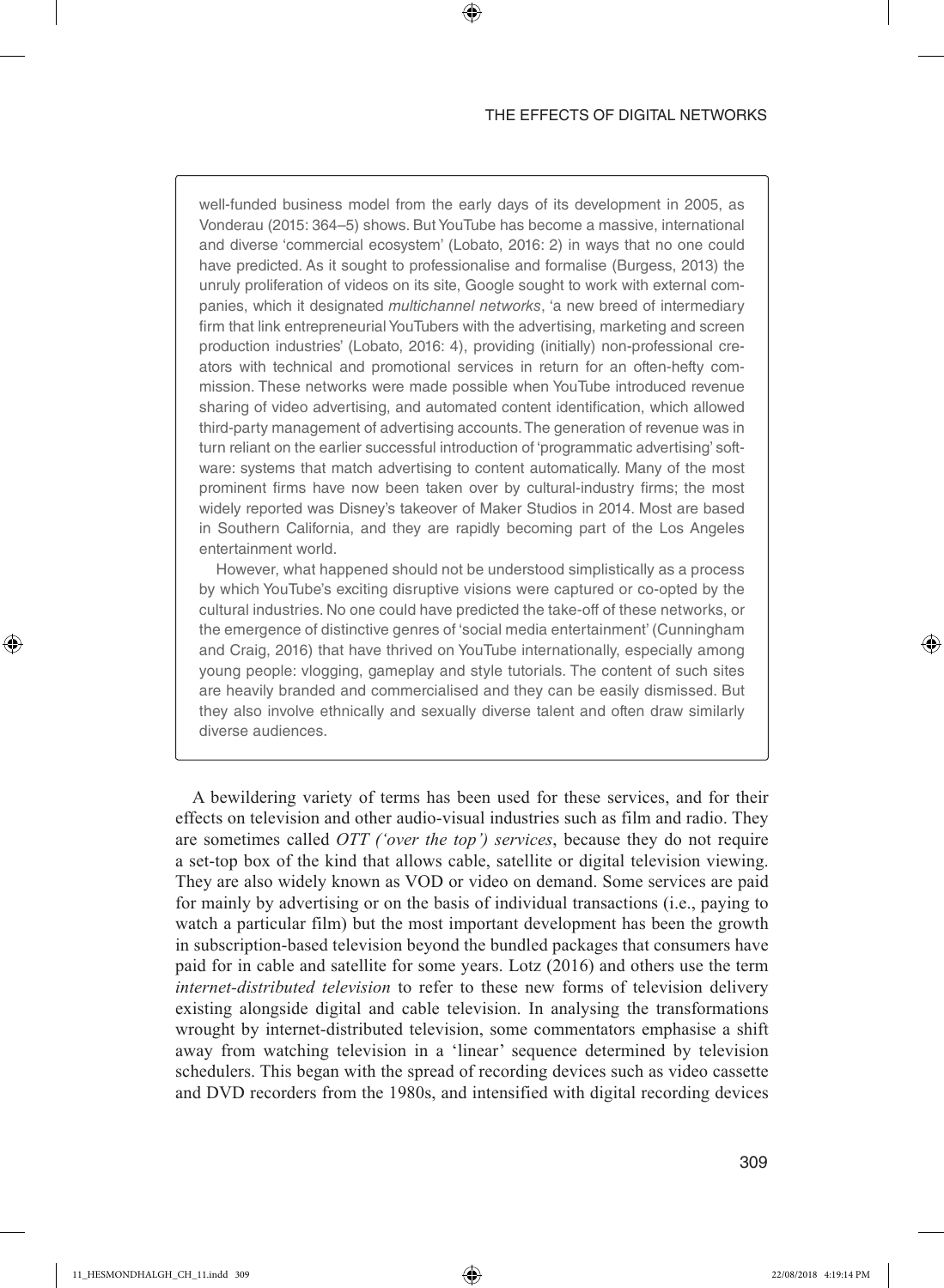well-funded business model from the early days of its development in 2005, as Vonderau (2015: 364–5) shows. But YouTube has become a massive, international and diverse 'commercial ecosystem' (Lobato, 2016: 2) in ways that no one could have predicted. As it sought to professionalise and formalise (Burgess, 2013) the unruly proliferation of videos on its site, Google sought to work with external companies, which it designated *multichannel networks*, 'a new breed of intermediary firm that link entrepreneurial YouTubers with the advertising, marketing and screen production industries' (Lobato, 2016: 4), providing (initially) non-professional creators with technical and promotional services in return for an often-hefty commission. These networks were made possible when YouTube introduced revenue sharing of video advertising, and automated content identification, which allowed third-party management of advertising accounts. The generation of revenue was in turn reliant on the earlier successful introduction of 'programmatic advertising' software: systems that match advertising to content automatically. Many of the most prominent firms have now been taken over by cultural-industry firms; the most widely reported was Disney's takeover of Maker Studios in 2014. Most are based in Southern California, and they are rapidly becoming part of the Los Angeles entertainment world.

However, what happened should not be understood simplistically as a process by which YouTube's exciting disruptive visions were captured or co-opted by the cultural industries. No one could have predicted the take-off of these networks, or the emergence of distinctive genres of 'social media entertainment' (Cunningham and Craig, 2016) that have thrived on YouTube internationally, especially among young people: vlogging, gameplay and style tutorials. The content of such sites are heavily branded and commercialised and they can be easily dismissed. But they also involve ethnically and sexually diverse talent and often draw similarly diverse audiences.

A bewildering variety of terms has been used for these services, and for their effects on television and other audio-visual industries such as film and radio. They are sometimes called *OTT ('over the top') services*, because they do not require a set-top box of the kind that allows cable, satellite or digital television viewing. They are also widely known as VOD or video on demand. Some services are paid for mainly by advertising or on the basis of individual transactions (i.e., paying to watch a particular film) but the most important development has been the growth in subscription-based television beyond the bundled packages that consumers have paid for in cable and satellite for some years. Lotz (2016) and others use the term *internet-distributed television* to refer to these new forms of television delivery existing alongside digital and cable television. In analysing the transformations wrought by internet-distributed television, some commentators emphasise a shift away from watching television in a 'linear' sequence determined by television schedulers. This began with the spread of recording devices such as video cassette and DVD recorders from the 1980s, and intensified with digital recording devices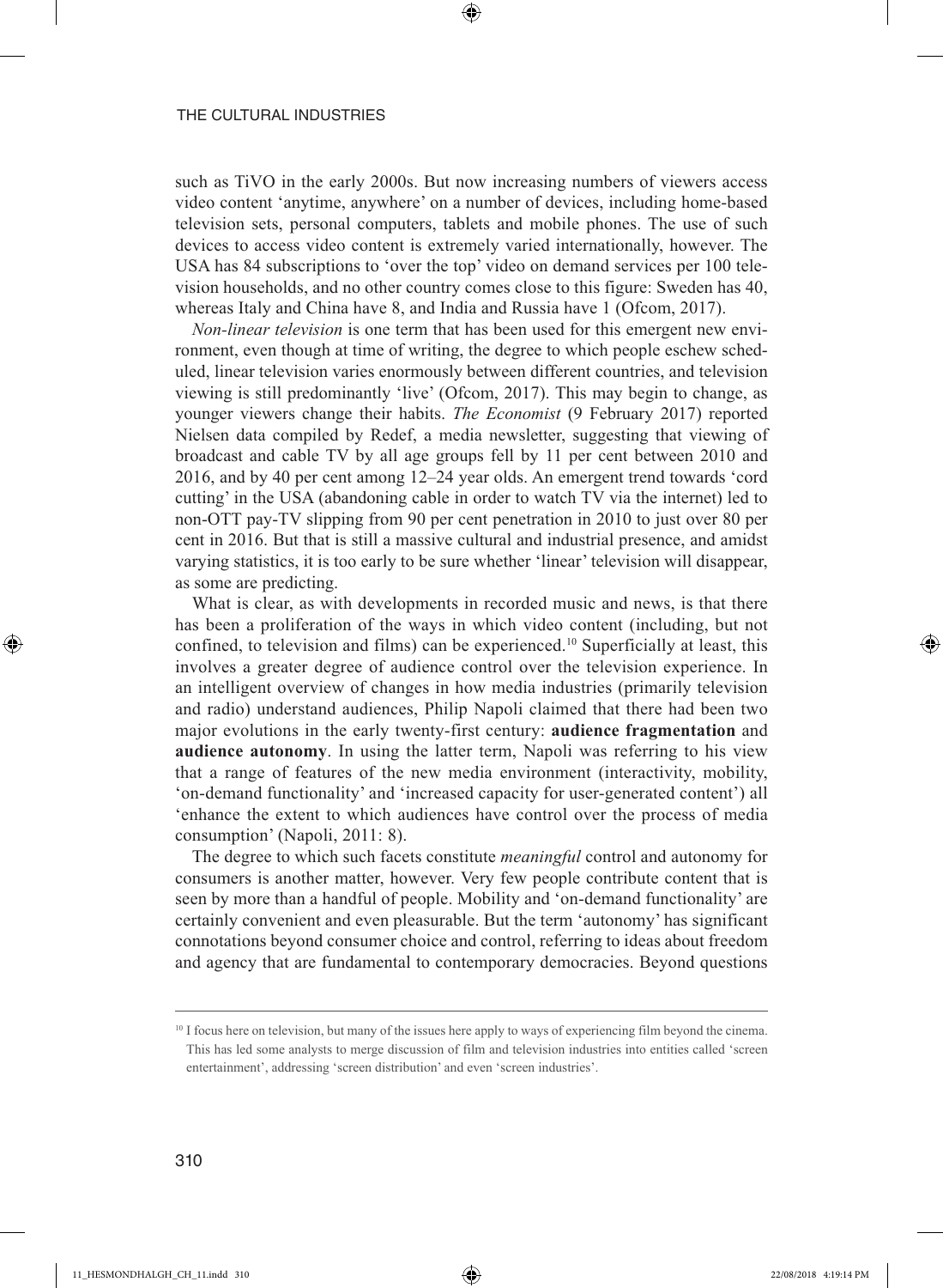such as TiVO in the early 2000s. But now increasing numbers of viewers access video content 'anytime, anywhere' on a number of devices, including home-based television sets, personal computers, tablets and mobile phones. The use of such devices to access video content is extremely varied internationally, however. The USA has 84 subscriptions to 'over the top' video on demand services per 100 television households, and no other country comes close to this figure: Sweden has 40, whereas Italy and China have 8, and India and Russia have 1 (Ofcom, 2017).

*Non-linear television* is one term that has been used for this emergent new environment, even though at time of writing, the degree to which people eschew scheduled, linear television varies enormously between different countries, and television viewing is still predominantly 'live' (Ofcom, 2017). This may begin to change, as younger viewers change their habits. *The Economist* (9 February 2017) reported Nielsen data compiled by Redef, a media newsletter, suggesting that viewing of broadcast and cable TV by all age groups fell by 11 per cent between 2010 and 2016, and by 40 per cent among 12–24 year olds. An emergent trend towards 'cord cutting' in the USA (abandoning cable in order to watch TV via the internet) led to non-OTT pay-TV slipping from 90 per cent penetration in 2010 to just over 80 per cent in 2016. But that is still a massive cultural and industrial presence, and amidst varying statistics, it is too early to be sure whether 'linear' television will disappear, as some are predicting.

What is clear, as with developments in recorded music and news, is that there has been a proliferation of the ways in which video content (including, but not confined, to television and films) can be experienced.[10] Superficially at least, this involves a greater degree of audience control over the television experience. In an intelligent overview of changes in how media industries (primarily television and radio) understand audiences, Philip Napoli claimed that there had been two major evolutions in the early twenty-first century: **audience fragmentation** and **audience autonomy**. In using the latter term, Napoli was referring to his view that a range of features of the new media environment (interactivity, mobility, 'on-demand functionality' and 'increased capacity for user-generated content') all 'enhance the extent to which audiences have control over the process of media consumption' (Napoli, 2011: 8).

The degree to which such facets constitute *meaningful* control and autonomy for consumers is another matter, however. Very few people contribute content that is seen by more than a handful of people. Mobility and 'on-demand functionality' are certainly convenient and even pleasurable. But the term 'autonomy' has significant connotations beyond consumer choice and control, referring to ideas about freedom and agency that are fundamental to contemporary democracies. Beyond questions

---

[10] I focus here on television, but many of the issues here apply to ways of experiencing film beyond the cinema. This has led some analysts to merge discussion of film and television industries into entities called 'screen entertainment', addressing 'screen distribution' and even 'screen industries'.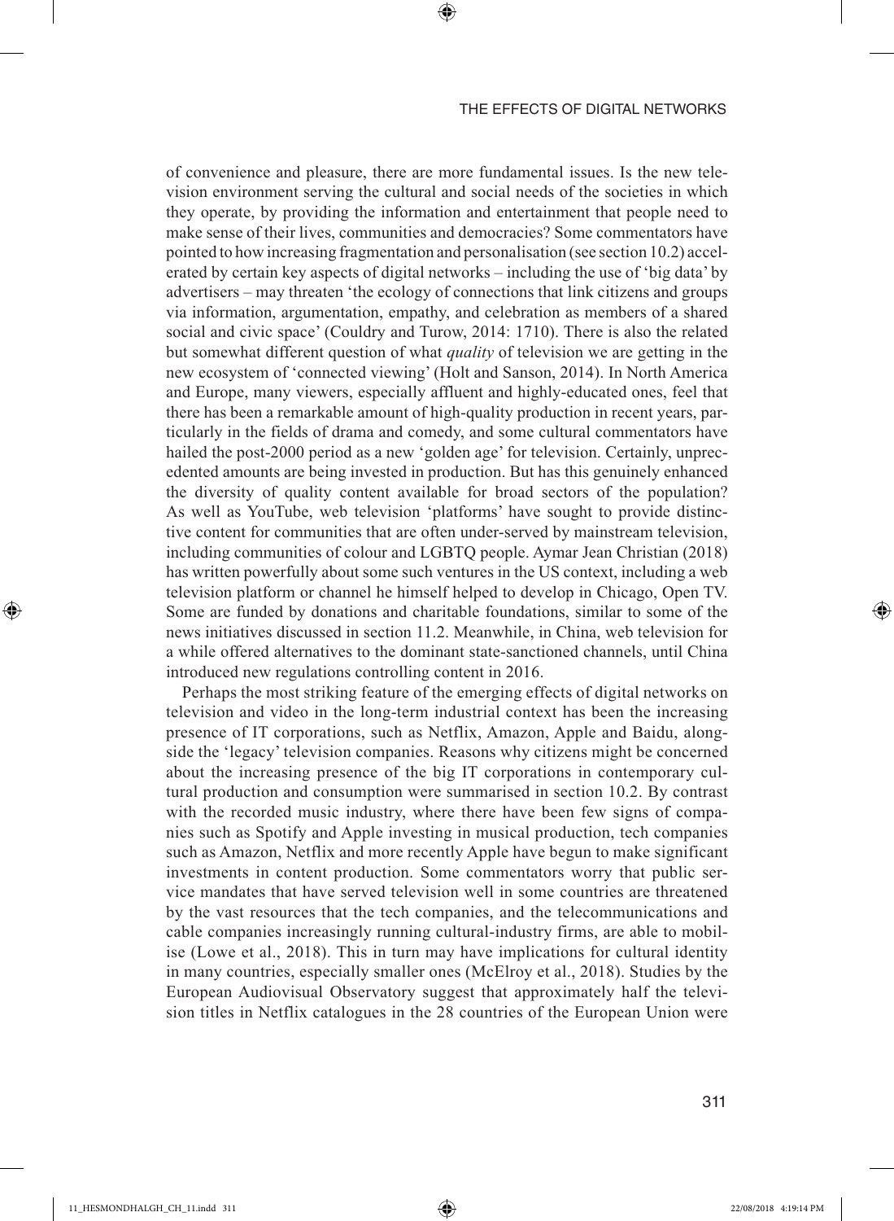of convenience and pleasure, there are more fundamental issues. Is the new television environment serving the cultural and social needs of the societies in which they operate, by providing the information and entertainment that people need to make sense of their lives, communities and democracies? Some commentators have pointed to how increasing fragmentation and personalisation (see section 10.2) accelerated by certain key aspects of digital networks – including the use of 'big data' by advertisers – may threaten 'the ecology of connections that link citizens and groups via information, argumentation, empathy, and celebration as members of a shared social and civic space' (Couldry and Turow, 2014: 1710). There is also the related but somewhat different question of what *quality* of television we are getting in the new ecosystem of 'connected viewing' (Holt and Sanson, 2014). In North America and Europe, many viewers, especially affluent and highly-educated ones, feel that there has been a remarkable amount of high-quality production in recent years, particularly in the fields of drama and comedy, and some cultural commentators have hailed the post-2000 period as a new 'golden age' for television. Certainly, unprecedented amounts are being invested in production. But has this genuinely enhanced the diversity of quality content available for broad sectors of the population? As well as YouTube, web television 'platforms' have sought to provide distinctive content for communities that are often under-served by mainstream television, including communities of colour and LGBTQ people. Aymar Jean Christian (2018) has written powerfully about some such ventures in the US context, including a web television platform or channel he himself helped to develop in Chicago, Open TV. Some are funded by donations and charitable foundations, similar to some of the news initiatives discussed in section 11.2. Meanwhile, in China, web television for a while offered alternatives to the dominant state-sanctioned channels, until China introduced new regulations controlling content in 2016.

Perhaps the most striking feature of the emerging effects of digital networks on television and video in the long-term industrial context has been the increasing presence of IT corporations, such as Netflix, Amazon, Apple and Baidu, alongside the 'legacy' television companies. Reasons why citizens might be concerned about the increasing presence of the big IT corporations in contemporary cultural production and consumption were summarised in section 10.2. By contrast with the recorded music industry, where there have been few signs of companies such as Spotify and Apple investing in musical production, tech companies such as Amazon, Netflix and more recently Apple have begun to make significant investments in content production. Some commentators worry that public service mandates that have served television well in some countries are threatened by the vast resources that the tech companies, and the telecommunications and cable companies increasingly running cultural-industry firms, are able to mobilise (Lowe et al., 2018). This in turn may have implications for cultural identity in many countries, especially smaller ones (McElroy et al., 2018). Studies by the European Audiovisual Observatory suggest that approximately half the television titles in Netflix catalogues in the 28 countries of the European Union were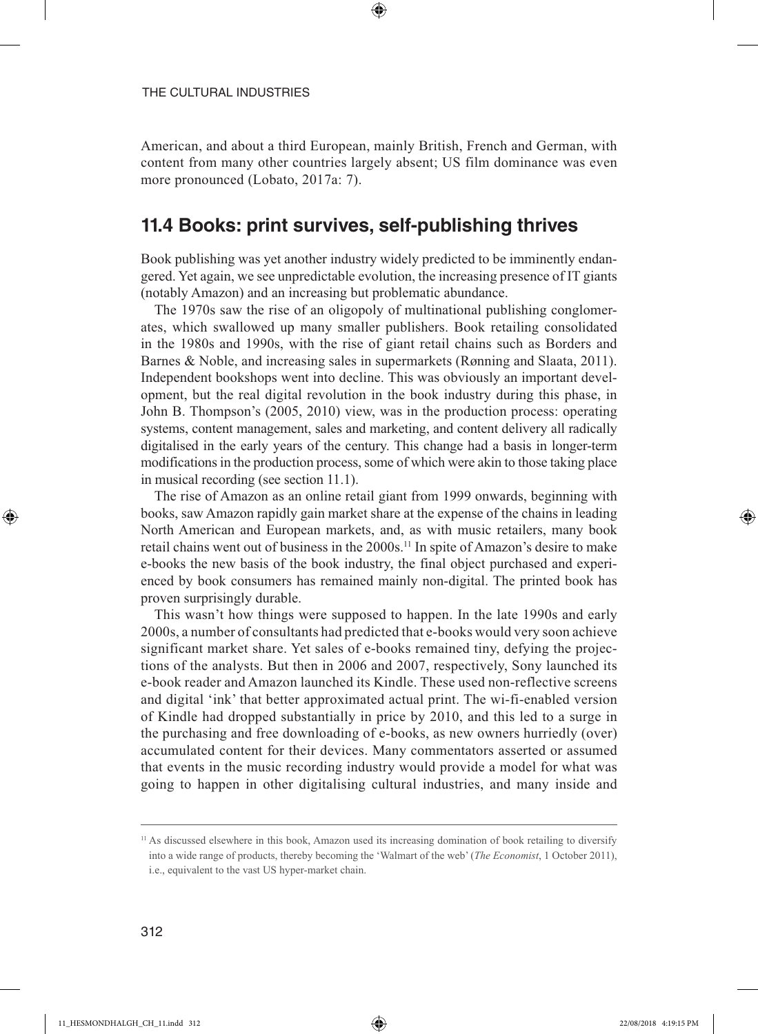American, and about a third European, mainly British, French and German, with content from many other countries largely absent; US film dominance was even more pronounced (Lobato, 2017a: 7).

## 11.4 Books: print survives, self-publishing thrives

Book publishing was yet another industry widely predicted to be imminently endangered. Yet again, we see unpredictable evolution, the increasing presence of IT giants (notably Amazon) and an increasing but problematic abundance.

The 1970s saw the rise of an oligopoly of multinational publishing conglomerates, which swallowed up many smaller publishers. Book retailing consolidated in the 1980s and 1990s, with the rise of giant retail chains such as Borders and Barnes & Noble, and increasing sales in supermarkets (Rønning and Slaata, 2011). Independent bookshops went into decline. This was obviously an important development, but the real digital revolution in the book industry during this phase, in John B. Thompson's (2005, 2010) view, was in the production process: operating systems, content management, sales and marketing, and content delivery all radically digitalised in the early years of the century. This change had a basis in longer-term modifications in the production process, some of which were akin to those taking place in musical recording (see section 11.1).

The rise of Amazon as an online retail giant from 1999 onwards, beginning with books, saw Amazon rapidly gain market share at the expense of the chains in leading North American and European markets, and, as with music retailers, many book retail chains went out of business in the 2000s.[11] In spite of Amazon's desire to make e-books the new basis of the book industry, the final object purchased and experienced by book consumers has remained mainly non-digital. The printed book has proven surprisingly durable.

This wasn't how things were supposed to happen. In the late 1990s and early 2000s, a number of consultants had predicted that e-books would very soon achieve significant market share. Yet sales of e-books remained tiny, defying the projections of the analysts. But then in 2006 and 2007, respectively, Sony launched its e-book reader and Amazon launched its Kindle. These used non-reflective screens and digital 'ink' that better approximated actual print. The wi-fi-enabled version of Kindle had dropped substantially in price by 2010, and this led to a surge in the purchasing and free downloading of e-books, as new owners hurriedly (over) accumulated content for their devices. Many commentators asserted or assumed that events in the music recording industry would provide a model for what was going to happen in other digitalising cultural industries, and many inside and

---

[11] As discussed elsewhere in this book, Amazon used its increasing domination of book retailing to diversify into a wide range of products, thereby becoming the 'Walmart of the web' (*The Economist*, 1 October 2011), i.e., equivalent to the vast US hyper-market chain.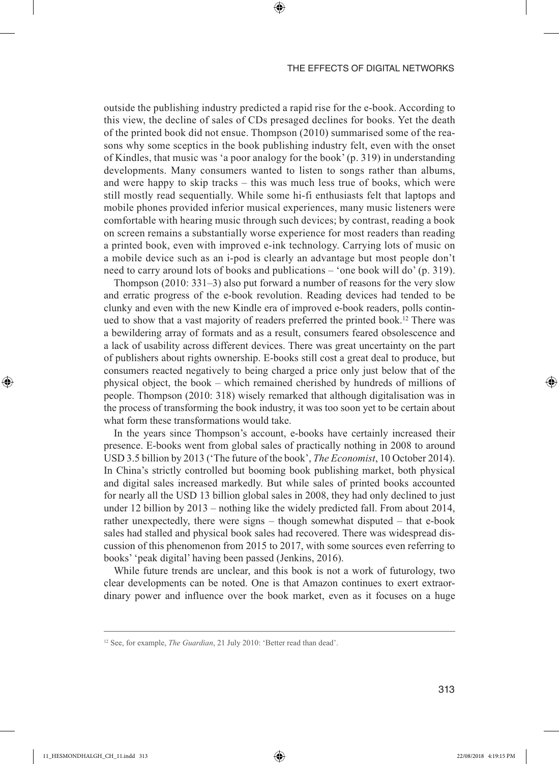outside the publishing industry predicted a rapid rise for the e-book. According to this view, the decline of sales of CDs presaged declines for books. Yet the death of the printed book did not ensue. Thompson (2010) summarised some of the reasons why some sceptics in the book publishing industry felt, even with the onset of Kindles, that music was 'a poor analogy for the book' (p. 319) in understanding developments. Many consumers wanted to listen to songs rather than albums, and were happy to skip tracks – this was much less true of books, which were still mostly read sequentially. While some hi-fi enthusiasts felt that laptops and mobile phones provided inferior musical experiences, many music listeners were comfortable with hearing music through such devices; by contrast, reading a book on screen remains a substantially worse experience for most readers than reading a printed book, even with improved e-ink technology. Carrying lots of music on a mobile device such as an i-pod is clearly an advantage but most people don't need to carry around lots of books and publications – 'one book will do' (p. 319).

Thompson (2010: 331–3) also put forward a number of reasons for the very slow and erratic progress of the e-book revolution. Reading devices had tended to be clunky and even with the new Kindle era of improved e-book readers, polls continued to show that a vast majority of readers preferred the printed book.[12] There was a bewildering array of formats and as a result, consumers feared obsolescence and a lack of usability across different devices. There was great uncertainty on the part of publishers about rights ownership. E-books still cost a great deal to produce, but consumers reacted negatively to being charged a price only just below that of the physical object, the book – which remained cherished by hundreds of millions of people. Thompson (2010: 318) wisely remarked that although digitalisation was in the process of transforming the book industry, it was too soon yet to be certain about what form these transformations would take.

In the years since Thompson's account, e-books have certainly increased their presence. E-books went from global sales of practically nothing in 2008 to around USD 3.5 billion by 2013 ('The future of the book', *The Economist*, 10 October 2014). In China's strictly controlled but booming book publishing market, both physical and digital sales increased markedly. But while sales of printed books accounted for nearly all the USD 13 billion global sales in 2008, they had only declined to just under 12 billion by 2013 – nothing like the widely predicted fall. From about 2014, rather unexpectedly, there were signs – though somewhat disputed – that e-book sales had stalled and physical book sales had recovered. There was widespread discussion of this phenomenon from 2015 to 2017, with some sources even referring to books' 'peak digital' having been passed (Jenkins, 2016).

While future trends are unclear, and this book is not a work of futurology, two clear developments can be noted. One is that Amazon continues to exert extraordinary power and influence over the book market, even as it focuses on a huge

---

[12] See, for example, *The Guardian*, 21 July 2010: 'Better read than dead'.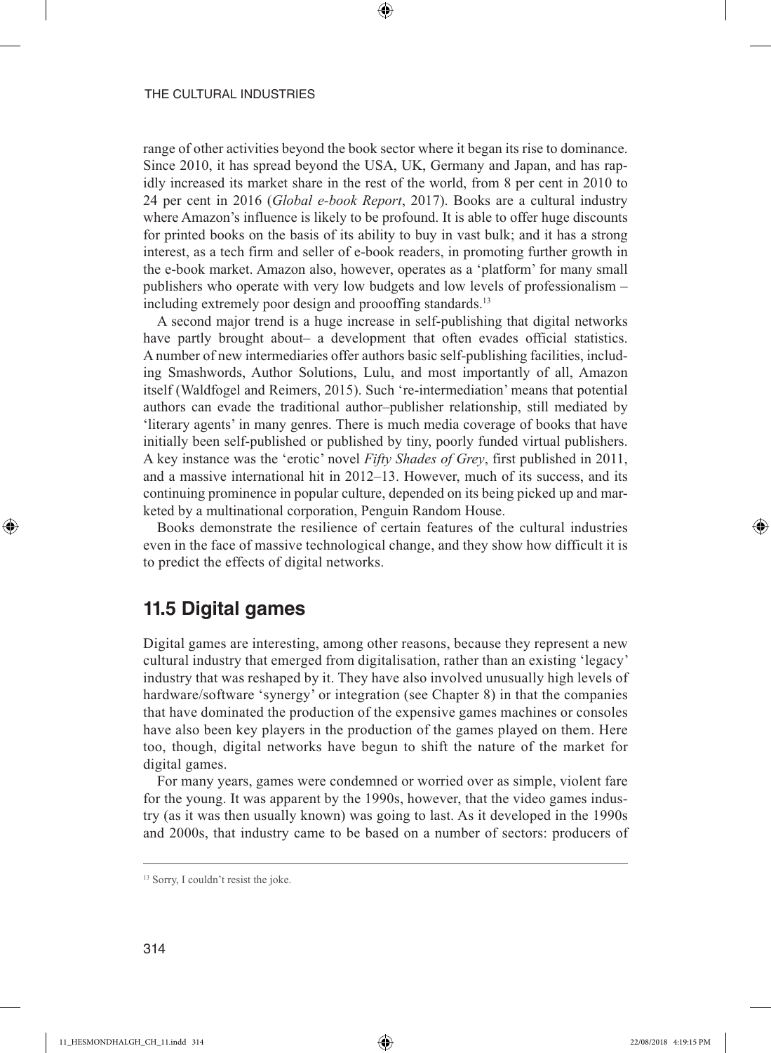range of other activities beyond the book sector where it began its rise to dominance. Since 2010, it has spread beyond the USA, UK, Germany and Japan, and has rapidly increased its market share in the rest of the world, from 8 per cent in 2010 to 24 per cent in 2016 (*Global e-book Report*, 2017). Books are a cultural industry where Amazon's influence is likely to be profound. It is able to offer huge discounts for printed books on the basis of its ability to buy in vast bulk; and it has a strong interest, as a tech firm and seller of e-book readers, in promoting further growth in the e-book market. Amazon also, however, operates as a 'platform' for many small publishers who operate with very low budgets and low levels of professionalism – including extremely poor design and proooffing standards.[13]

A second major trend is a huge increase in self-publishing that digital networks have partly brought about– a development that often evades official statistics. A number of new intermediaries offer authors basic self-publishing facilities, including Smashwords, Author Solutions, Lulu, and most importantly of all, Amazon itself (Waldfogel and Reimers, 2015). Such 're-intermediation' means that potential authors can evade the traditional author–publisher relationship, still mediated by 'literary agents' in many genres. There is much media coverage of books that have initially been self-published or published by tiny, poorly funded virtual publishers. A key instance was the 'erotic' novel *Fifty Shades of Grey*, first published in 2011, and a massive international hit in 2012–13. However, much of its success, and its continuing prominence in popular culture, depended on its being picked up and marketed by a multinational corporation, Penguin Random House.

Books demonstrate the resilience of certain features of the cultural industries even in the face of massive technological change, and they show how difficult it is to predict the effects of digital networks.

## 11.5 Digital games

Digital games are interesting, among other reasons, because they represent a new cultural industry that emerged from digitalisation, rather than an existing 'legacy' industry that was reshaped by it. They have also involved unusually high levels of hardware/software 'synergy' or integration (see Chapter 8) in that the companies that have dominated the production of the expensive games machines or consoles have also been key players in the production of the games played on them. Here too, though, digital networks have begun to shift the nature of the market for digital games.

For many years, games were condemned or worried over as simple, violent fare for the young. It was apparent by the 1990s, however, that the video games industry (as it was then usually known) was going to last. As it developed in the 1990s and 2000s, that industry came to be based on a number of sectors: producers of

---

[13] Sorry, I couldn't resist the joke.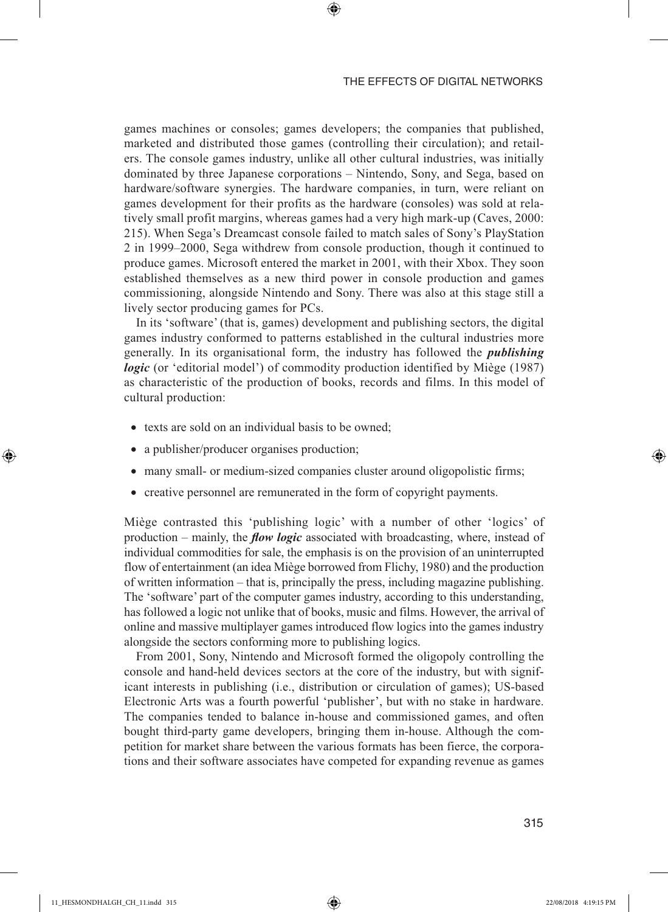games machines or consoles; games developers; the companies that published, marketed and distributed those games (controlling their circulation); and retailers. The console games industry, unlike all other cultural industries, was initially dominated by three Japanese corporations – Nintendo, Sony, and Sega, based on hardware/software synergies. The hardware companies, in turn, were reliant on games development for their profits as the hardware (consoles) was sold at relatively small profit margins, whereas games had a very high mark-up (Caves, 2000: 215). When Sega's Dreamcast console failed to match sales of Sony's PlayStation 2 in 1999–2000, Sega withdrew from console production, though it continued to produce games. Microsoft entered the market in 2001, with their Xbox. They soon established themselves as a new third power in console production and games commissioning, alongside Nintendo and Sony. There was also at this stage still a lively sector producing games for PCs.

In its 'software' (that is, games) development and publishing sectors, the digital games industry conformed to patterns established in the cultural industries more generally. In its organisational form, the industry has followed the ***publishing logic*** (or 'editorial model') of commodity production identified by Miège (1987) as characteristic of the production of books, records and films. In this model of cultural production:

- texts are sold on an individual basis to be owned;
- a publisher/producer organises production;
- many small- or medium-sized companies cluster around oligopolistic firms;
- creative personnel are remunerated in the form of copyright payments.

Miège contrasted this 'publishing logic' with a number of other 'logics' of production – mainly, the ***flow logic*** associated with broadcasting, where, instead of individual commodities for sale, the emphasis is on the provision of an uninterrupted flow of entertainment (an idea Miège borrowed from Flichy, 1980) and the production of written information – that is, principally the press, including magazine publishing. The 'software' part of the computer games industry, according to this understanding, has followed a logic not unlike that of books, music and films. However, the arrival of online and massive multiplayer games introduced flow logics into the games industry alongside the sectors conforming more to publishing logics.

From 2001, Sony, Nintendo and Microsoft formed the oligopoly controlling the console and hand-held devices sectors at the core of the industry, but with significant interests in publishing (i.e., distribution or circulation of games); US-based Electronic Arts was a fourth powerful 'publisher', but with no stake in hardware. The companies tended to balance in-house and commissioned games, and often bought third-party game developers, bringing them in-house. Although the competition for market share between the various formats has been fierce, the corporations and their software associates have competed for expanding revenue as games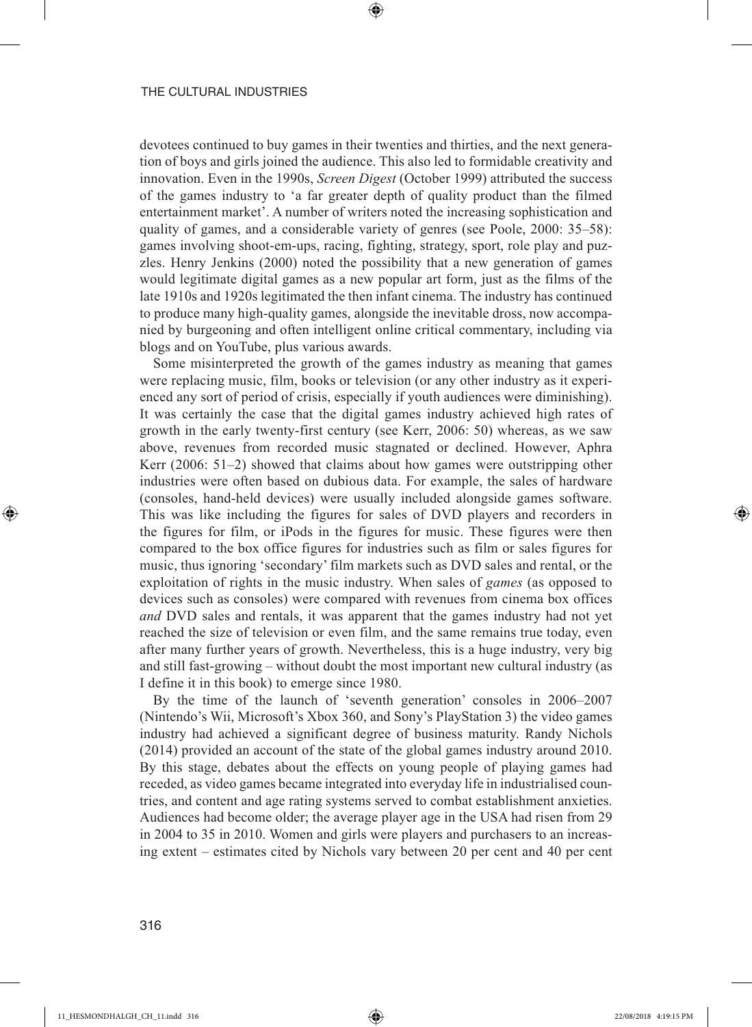devotees continued to buy games in their twenties and thirties, and the next generation of boys and girls joined the audience. This also led to formidable creativity and innovation. Even in the 1990s, *Screen Digest* (October 1999) attributed the success of the games industry to 'a far greater depth of quality product than the filmed entertainment market'. A number of writers noted the increasing sophistication and quality of games, and a considerable variety of genres (see Poole, 2000: 35–58): games involving shoot-em-ups, racing, fighting, strategy, sport, role play and puzzles. Henry Jenkins (2000) noted the possibility that a new generation of games would legitimate digital games as a new popular art form, just as the films of the late 1910s and 1920s legitimated the then infant cinema. The industry has continued to produce many high-quality games, alongside the inevitable dross, now accompanied by burgeoning and often intelligent online critical commentary, including via blogs and on YouTube, plus various awards.

Some misinterpreted the growth of the games industry as meaning that games were replacing music, film, books or television (or any other industry as it experienced any sort of period of crisis, especially if youth audiences were diminishing). It was certainly the case that the digital games industry achieved high rates of growth in the early twenty-first century (see Kerr, 2006: 50) whereas, as we saw above, revenues from recorded music stagnated or declined. However, Aphra Kerr (2006: 51–2) showed that claims about how games were outstripping other industries were often based on dubious data. For example, the sales of hardware (consoles, hand-held devices) were usually included alongside games software. This was like including the figures for sales of DVD players and recorders in the figures for film, or iPods in the figures for music. These figures were then compared to the box office figures for industries such as film or sales figures for music, thus ignoring 'secondary' film markets such as DVD sales and rental, or the exploitation of rights in the music industry. When sales of *games* (as opposed to devices such as consoles) were compared with revenues from cinema box offices *and* DVD sales and rentals, it was apparent that the games industry had not yet reached the size of television or even film, and the same remains true today, even after many further years of growth. Nevertheless, this is a huge industry, very big and still fast-growing – without doubt the most important new cultural industry (as I define it in this book) to emerge since 1980.

By the time of the launch of 'seventh generation' consoles in 2006–2007 (Nintendo's Wii, Microsoft's Xbox 360, and Sony's PlayStation 3) the video games industry had achieved a significant degree of business maturity. Randy Nichols (2014) provided an account of the state of the global games industry around 2010. By this stage, debates about the effects on young people of playing games had receded, as video games became integrated into everyday life in industrialised countries, and content and age rating systems served to combat establishment anxieties. Audiences had become older; the average player age in the USA had risen from 29 in 2004 to 35 in 2010. Women and girls were players and purchasers to an increasing extent – estimates cited by Nichols vary between 20 per cent and 40 per cent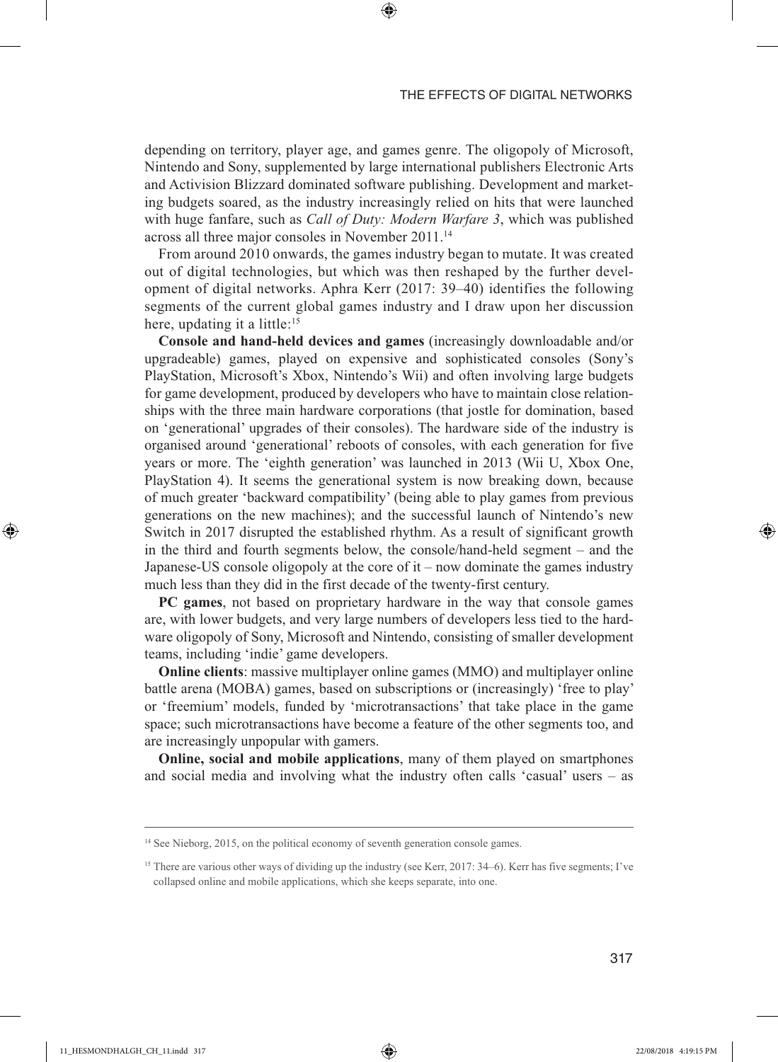depending on territory, player age, and games genre. The oligopoly of Microsoft, Nintendo and Sony, supplemented by large international publishers Electronic Arts and Activision Blizzard dominated software publishing. Development and marketing budgets soared, as the industry increasingly relied on hits that were launched with huge fanfare, such as *Call of Duty: Modern Warfare 3*, which was published across all three major consoles in November 2011.[14]

From around 2010 onwards, the games industry began to mutate. It was created out of digital technologies, but which was then reshaped by the further development of digital networks. Aphra Kerr (2017: 39–40) identifies the following segments of the current global games industry and I draw upon her discussion here, updating it a little:[15]

**Console and hand-held devices and games** (increasingly downloadable and/or upgradeable) games, played on expensive and sophisticated consoles (Sony's PlayStation, Microsoft's Xbox, Nintendo's Wii) and often involving large budgets for game development, produced by developers who have to maintain close relationships with the three main hardware corporations (that jostle for domination, based on 'generational' upgrades of their consoles). The hardware side of the industry is organised around 'generational' reboots of consoles, with each generation for five years or more. The 'eighth generation' was launched in 2013 (Wii U, Xbox One, PlayStation 4). It seems the generational system is now breaking down, because of much greater 'backward compatibility' (being able to play games from previous generations on the new machines); and the successful launch of Nintendo's new Switch in 2017 disrupted the established rhythm. As a result of significant growth in the third and fourth segments below, the console/hand-held segment – and the Japanese-US console oligopoly at the core of it – now dominate the games industry much less than they did in the first decade of the twenty-first century.

**PC games**, not based on proprietary hardware in the way that console games are, with lower budgets, and very large numbers of developers less tied to the hardware oligopoly of Sony, Microsoft and Nintendo, consisting of smaller development teams, including 'indie' game developers.

**Online clients**: massive multiplayer online games (MMO) and multiplayer online battle arena (MOBA) games, based on subscriptions or (increasingly) 'free to play' or 'freemium' models, funded by 'microtransactions' that take place in the game space; such microtransactions have become a feature of the other segments too, and are increasingly unpopular with gamers.

**Online, social and mobile applications**, many of them played on smartphones and social media and involving what the industry often calls 'casual' users – as

---

[14] See Nieborg, 2015, on the political economy of seventh generation console games.

[15] There are various other ways of dividing up the industry (see Kerr, 2017: 34–6). Kerr has five segments; I've collapsed online and mobile applications, which she keeps separate, into one.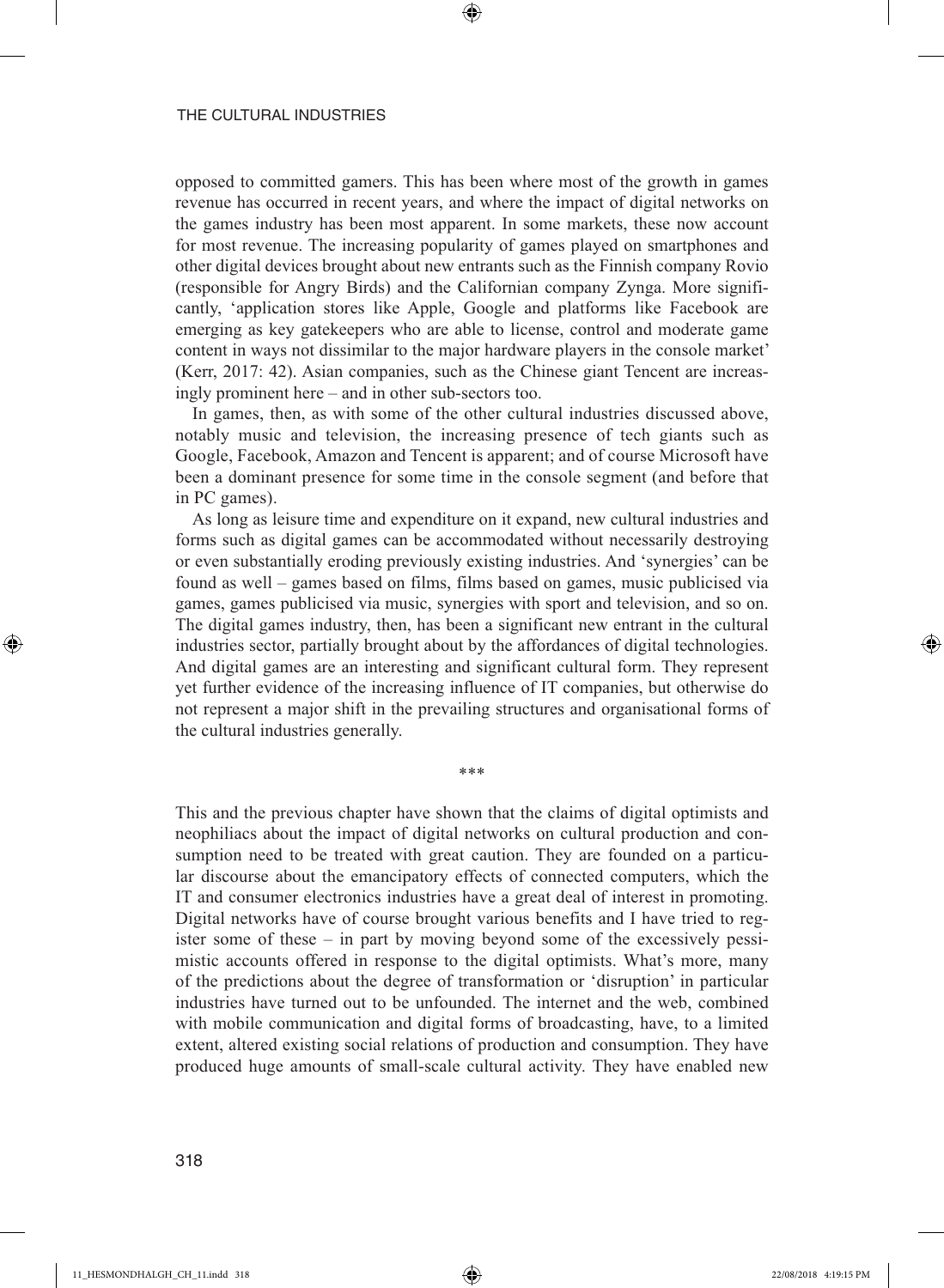opposed to committed gamers. This has been where most of the growth in games revenue has occurred in recent years, and where the impact of digital networks on the games industry has been most apparent. In some markets, these now account for most revenue. The increasing popularity of games played on smartphones and other digital devices brought about new entrants such as the Finnish company Rovio (responsible for Angry Birds) and the Californian company Zynga. More significantly, 'application stores like Apple, Google and platforms like Facebook are emerging as key gatekeepers who are able to license, control and moderate game content in ways not dissimilar to the major hardware players in the console market' (Kerr, 2017: 42). Asian companies, such as the Chinese giant Tencent are increasingly prominent here – and in other sub-sectors too.

In games, then, as with some of the other cultural industries discussed above, notably music and television, the increasing presence of tech giants such as Google, Facebook, Amazon and Tencent is apparent; and of course Microsoft have been a dominant presence for some time in the console segment (and before that in PC games).

As long as leisure time and expenditure on it expand, new cultural industries and forms such as digital games can be accommodated without necessarily destroying or even substantially eroding previously existing industries. And 'synergies' can be found as well – games based on films, films based on games, music publicised via games, games publicised via music, synergies with sport and television, and so on. The digital games industry, then, has been a significant new entrant in the cultural industries sector, partially brought about by the affordances of digital technologies. And digital games are an interesting and significant cultural form. They represent yet further evidence of the increasing influence of IT companies, but otherwise do not represent a major shift in the prevailing structures and organisational forms of the cultural industries generally.

***

This and the previous chapter have shown that the claims of digital optimists and neophiliacs about the impact of digital networks on cultural production and consumption need to be treated with great caution. They are founded on a particular discourse about the emancipatory effects of connected computers, which the IT and consumer electronics industries have a great deal of interest in promoting. Digital networks have of course brought various benefits and I have tried to register some of these – in part by moving beyond some of the excessively pessimistic accounts offered in response to the digital optimists. What's more, many of the predictions about the degree of transformation or 'disruption' in particular industries have turned out to be unfounded. The internet and the web, combined with mobile communication and digital forms of broadcasting, have, to a limited extent, altered existing social relations of production and consumption. They have produced huge amounts of small-scale cultural activity. They have enabled new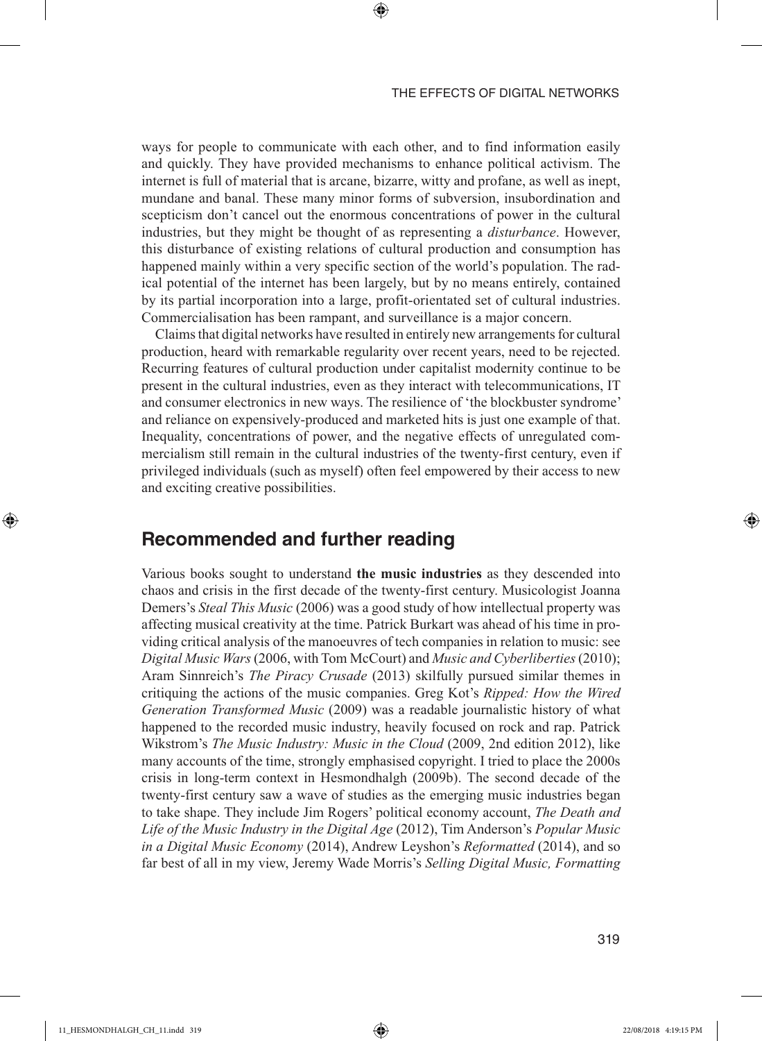ways for people to communicate with each other, and to find information easily and quickly. They have provided mechanisms to enhance political activism. The internet is full of material that is arcane, bizarre, witty and profane, as well as inept, mundane and banal. These many minor forms of subversion, insubordination and scepticism don't cancel out the enormous concentrations of power in the cultural industries, but they might be thought of as representing a *disturbance*. However, this disturbance of existing relations of cultural production and consumption has happened mainly within a very specific section of the world's population. The radical potential of the internet has been largely, but by no means entirely, contained by its partial incorporation into a large, profit-orientated set of cultural industries. Commercialisation has been rampant, and surveillance is a major concern.

Claims that digital networks have resulted in entirely new arrangements for cultural production, heard with remarkable regularity over recent years, need to be rejected. Recurring features of cultural production under capitalist modernity continue to be present in the cultural industries, even as they interact with telecommunications, IT and consumer electronics in new ways. The resilience of 'the blockbuster syndrome' and reliance on expensively-produced and marketed hits is just one example of that. Inequality, concentrations of power, and the negative effects of unregulated commercialism still remain in the cultural industries of the twenty-first century, even if privileged individuals (such as myself) often feel empowered by their access to new and exciting creative possibilities.

## Recommended and further reading

Various books sought to understand **the music industries** as they descended into chaos and crisis in the first decade of the twenty-first century. Musicologist Joanna Demers's *Steal This Music* (2006) was a good study of how intellectual property was affecting musical creativity at the time. Patrick Burkart was ahead of his time in providing critical analysis of the manoeuvres of tech companies in relation to music: see *Digital Music Wars* (2006, with Tom McCourt) and *Music and Cyberliberties* (2010); Aram Sinnreich's *The Piracy Crusade* (2013) skilfully pursued similar themes in critiquing the actions of the music companies. Greg Kot's *Ripped: How the Wired Generation Transformed Music* (2009) was a readable journalistic history of what happened to the recorded music industry, heavily focused on rock and rap. Patrick Wikstrom's *The Music Industry: Music in the Cloud* (2009, 2nd edition 2012), like many accounts of the time, strongly emphasised copyright. I tried to place the 2000s crisis in long-term context in Hesmondhalgh (2009b). The second decade of the twenty-first century saw a wave of studies as the emerging music industries began to take shape. They include Jim Rogers' political economy account, *The Death and Life of the Music Industry in the Digital Age* (2012), Tim Anderson's *Popular Music in a Digital Music Economy* (2014), Andrew Leyshon's *Reformatted* (2014), and so far best of all in my view, Jeremy Wade Morris's *Selling Digital Music, Formatting*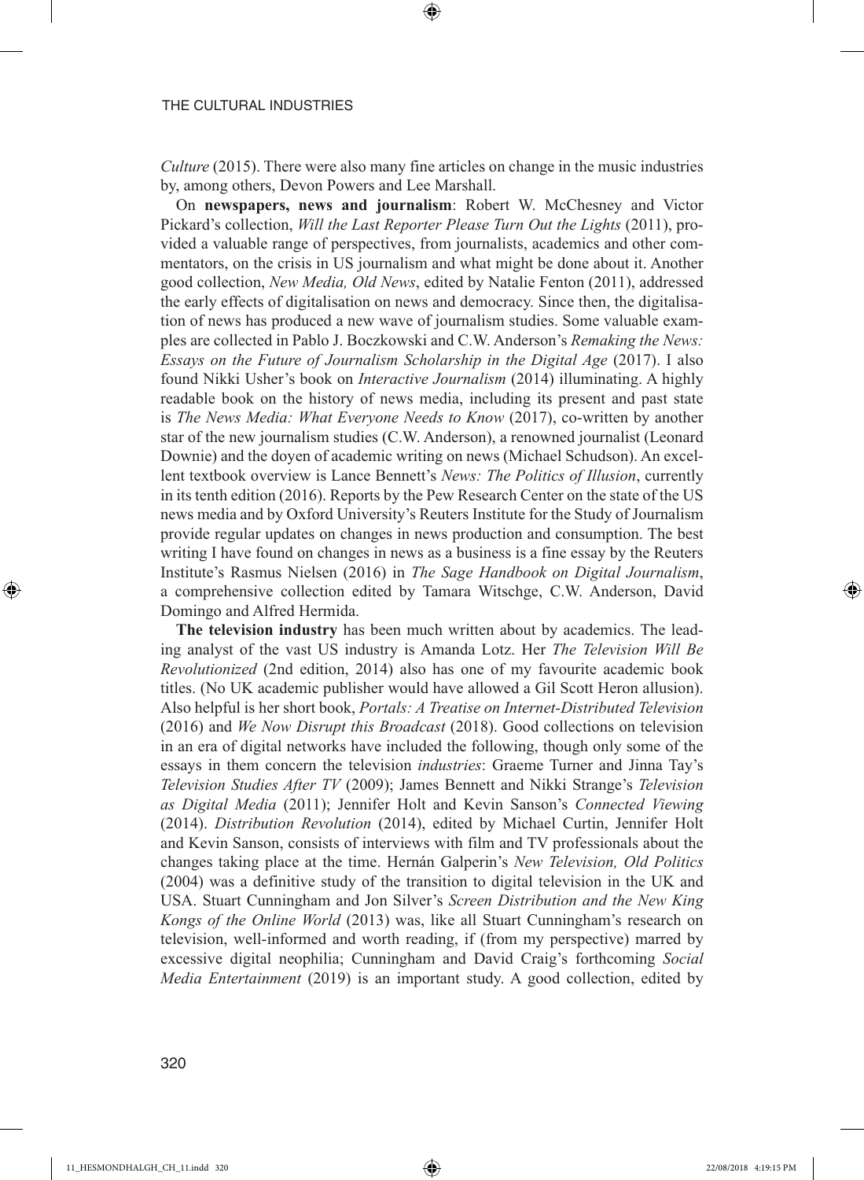*Culture* (2015). There were also many fine articles on change in the music industries by, among others, Devon Powers and Lee Marshall.

On **newspapers, news and journalism**: Robert W. McChesney and Victor Pickard's collection, *Will the Last Reporter Please Turn Out the Lights* (2011), provided a valuable range of perspectives, from journalists, academics and other commentators, on the crisis in US journalism and what might be done about it. Another good collection, *New Media, Old News*, edited by Natalie Fenton (2011), addressed the early effects of digitalisation on news and democracy. Since then, the digitalisation of news has produced a new wave of journalism studies. Some valuable examples are collected in Pablo J. Boczkowski and C.W. Anderson's *Remaking the News: Essays on the Future of Journalism Scholarship in the Digital Age* (2017). I also found Nikki Usher's book on *Interactive Journalism* (2014) illuminating. A highly readable book on the history of news media, including its present and past state is *The News Media: What Everyone Needs to Know* (2017), co-written by another star of the new journalism studies (C.W. Anderson), a renowned journalist (Leonard Downie) and the doyen of academic writing on news (Michael Schudson). An excellent textbook overview is Lance Bennett's *News: The Politics of Illusion*, currently in its tenth edition (2016). Reports by the Pew Research Center on the state of the US news media and by Oxford University's Reuters Institute for the Study of Journalism provide regular updates on changes in news production and consumption. The best writing I have found on changes in news as a business is a fine essay by the Reuters Institute's Rasmus Nielsen (2016) in *The Sage Handbook on Digital Journalism*, a comprehensive collection edited by Tamara Witschge, C.W. Anderson, David Domingo and Alfred Hermida.

**The television industry** has been much written about by academics. The leading analyst of the vast US industry is Amanda Lotz. Her *The Television Will Be Revolutionized* (2nd edition, 2014) also has one of my favourite academic book titles. (No UK academic publisher would have allowed a Gil Scott Heron allusion). Also helpful is her short book, *Portals: A Treatise on Internet-Distributed Television* (2016) and *We Now Disrupt this Broadcast* (2018). Good collections on television in an era of digital networks have included the following, though only some of the essays in them concern the television *industries*: Graeme Turner and Jinna Tay's *Television Studies After TV* (2009); James Bennett and Nikki Strange's *Television as Digital Media* (2011); Jennifer Holt and Kevin Sanson's *Connected Viewing* (2014). *Distribution Revolution* (2014), edited by Michael Curtin, Jennifer Holt and Kevin Sanson, consists of interviews with film and TV professionals about the changes taking place at the time. Hernán Galperin's *New Television, Old Politics* (2004) was a definitive study of the transition to digital television in the UK and USA. Stuart Cunningham and Jon Silver's *Screen Distribution and the New King Kongs of the Online World* (2013) was, like all Stuart Cunningham's research on television, well-informed and worth reading, if (from my perspective) marred by excessive digital neophilia; Cunningham and David Craig's forthcoming *Social Media Entertainment* (2019) is an important study. A good collection, edited by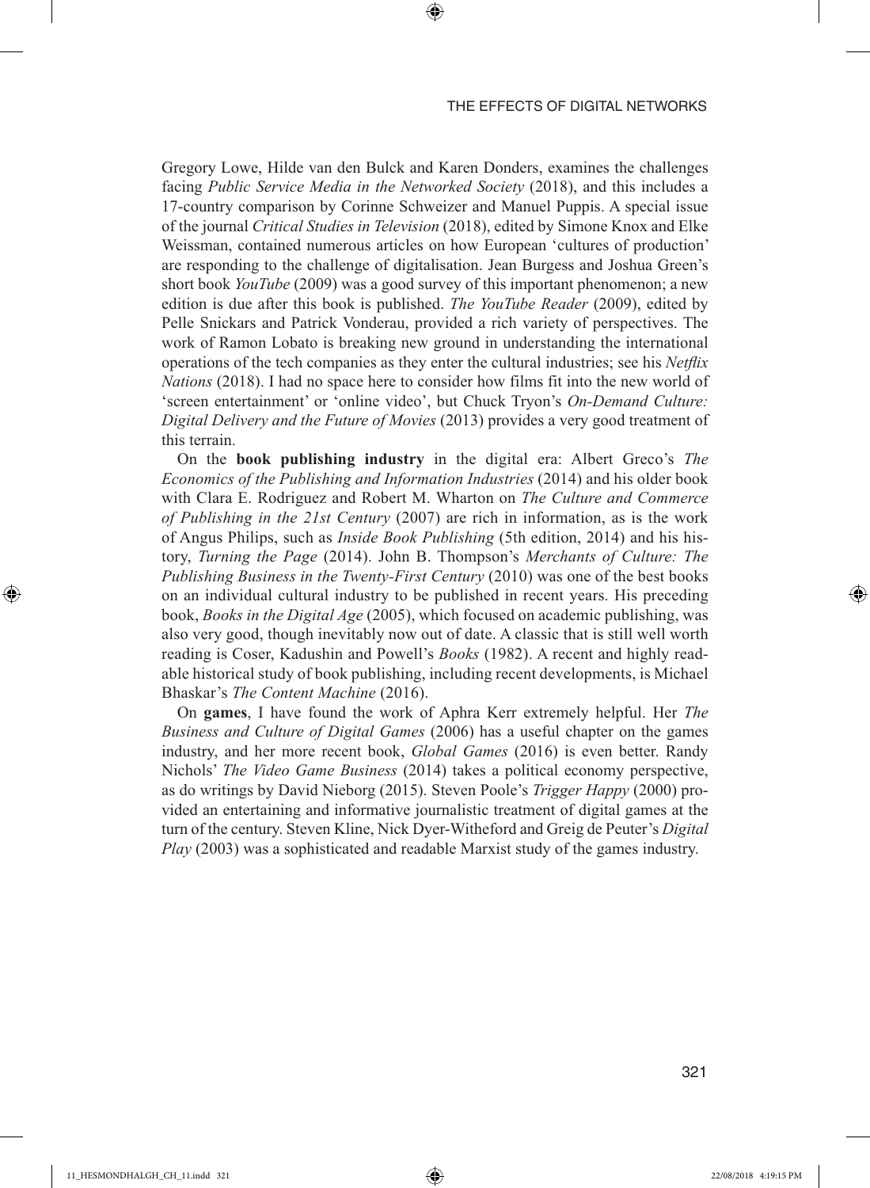Gregory Lowe, Hilde van den Bulck and Karen Donders, examines the challenges facing *Public Service Media in the Networked Society* (2018), and this includes a 17-country comparison by Corinne Schweizer and Manuel Puppis. A special issue of the journal *Critical Studies in Television* (2018), edited by Simone Knox and Elke Weissman, contained numerous articles on how European 'cultures of production' are responding to the challenge of digitalisation. Jean Burgess and Joshua Green's short book *YouTube* (2009) was a good survey of this important phenomenon; a new edition is due after this book is published. *The YouTube Reader* (2009), edited by Pelle Snickars and Patrick Vonderau, provided a rich variety of perspectives. The work of Ramon Lobato is breaking new ground in understanding the international operations of the tech companies as they enter the cultural industries; see his *Netflix Nations* (2018). I had no space here to consider how films fit into the new world of 'screen entertainment' or 'online video', but Chuck Tryon's *On-Demand Culture: Digital Delivery and the Future of Movies* (2013) provides a very good treatment of this terrain.

On the **book publishing industry** in the digital era: Albert Greco's *The Economics of the Publishing and Information Industries* (2014) and his older book with Clara E. Rodriguez and Robert M. Wharton on *The Culture and Commerce of Publishing in the 21st Century* (2007) are rich in information, as is the work of Angus Philips, such as *Inside Book Publishing* (5th edition, 2014) and his history, *Turning the Page* (2014). John B. Thompson's *Merchants of Culture: The Publishing Business in the Twenty-First Century* (2010) was one of the best books on an individual cultural industry to be published in recent years. His preceding book, *Books in the Digital Age* (2005), which focused on academic publishing, was also very good, though inevitably now out of date. A classic that is still well worth reading is Coser, Kadushin and Powell's *Books* (1982). A recent and highly readable historical study of book publishing, including recent developments, is Michael Bhaskar's *The Content Machine* (2016).

On **games**, I have found the work of Aphra Kerr extremely helpful. Her *The Business and Culture of Digital Games* (2006) has a useful chapter on the games industry, and her more recent book, *Global Games* (2016) is even better. Randy Nichols' *The Video Game Business* (2014) takes a political economy perspective, as do writings by David Nieborg (2015). Steven Poole's *Trigger Happy* (2000) provided an entertaining and informative journalistic treatment of digital games at the turn of the century. Steven Kline, Nick Dyer-Witheford and Greig de Peuter's *Digital Play* (2003) was a sophisticated and readable Marxist study of the games industry.